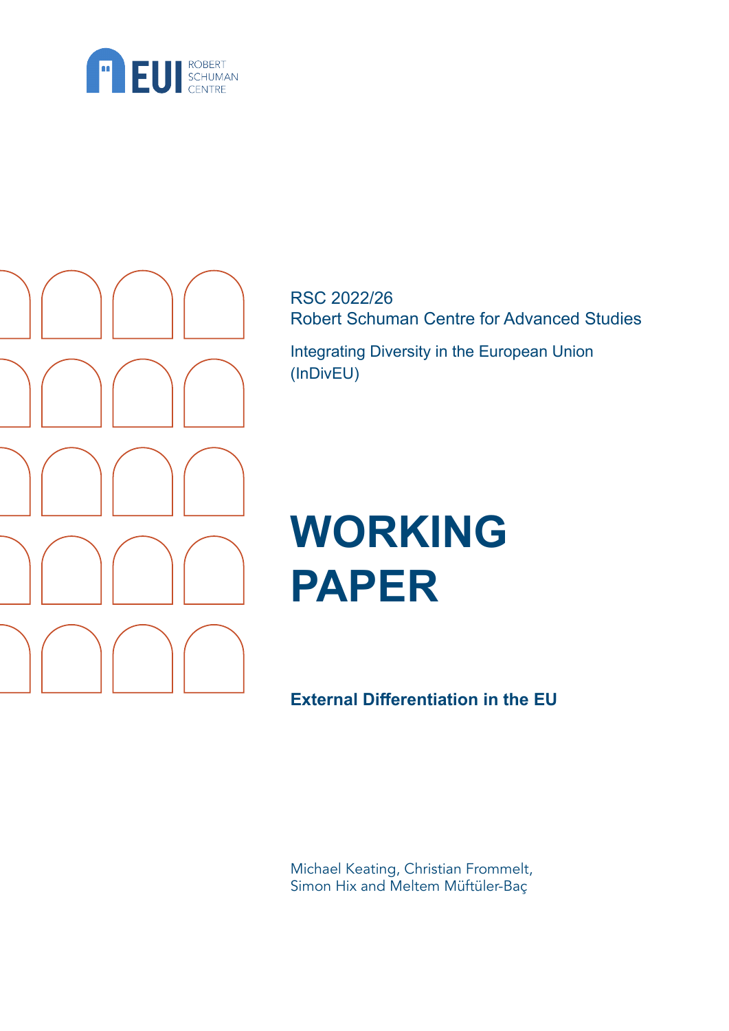EUI ROBERT SCHUMAN CENTRE

RSC 2022/26
Robert Schuman Centre for Advanced Studies

Integrating Diversity in the European Union (InDivEU)

# WORKING PAPER

## External Differentiation in the EU

Michael Keating, Christian Frommelt, Simon Hix and Meltem Müftüler-Baç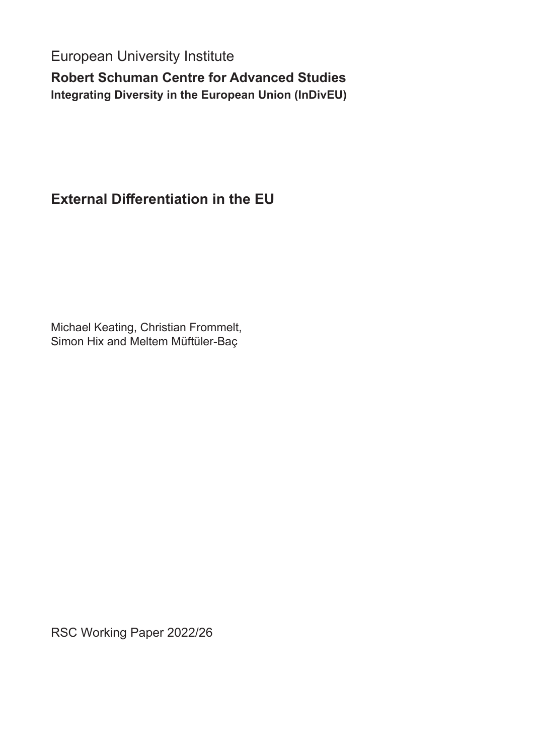European University Institute

**Robert Schuman Centre for Advanced Studies**

**Integrating Diversity in the European Union (InDivEU)**

# External Differentiation in the EU

Michael Keating, Christian Frommelt,
Simon Hix and Meltem Müftüler-Baç

RSC Working Paper 2022/26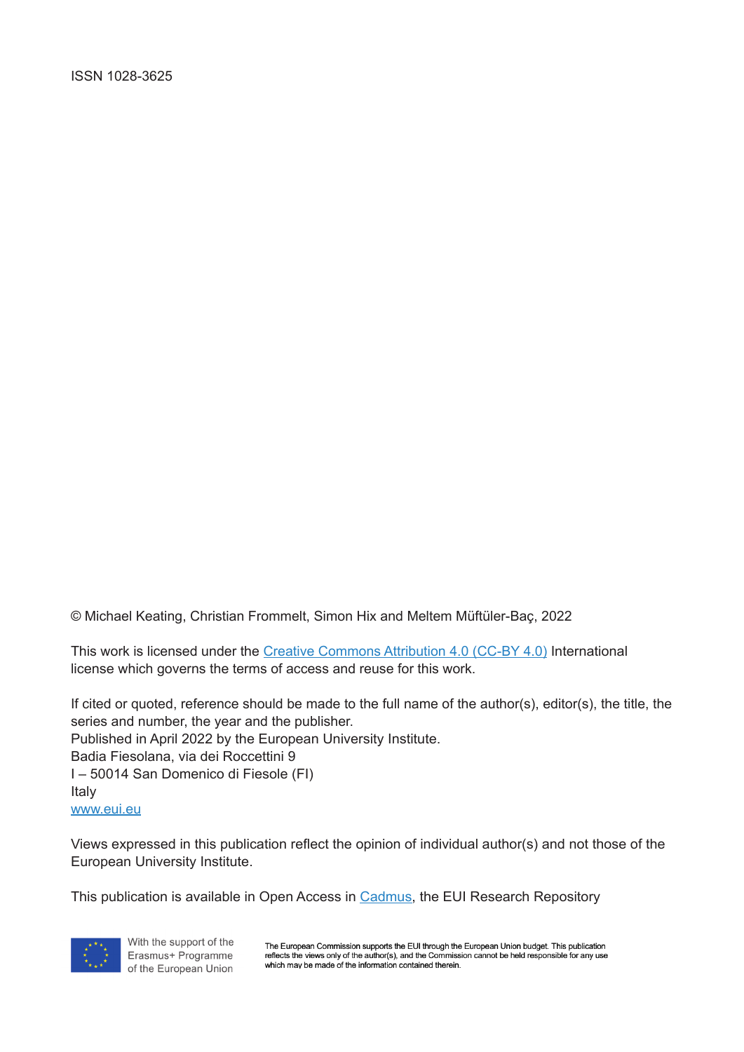ISSN 1028-3625

© Michael Keating, Christian Frommelt, Simon Hix and Meltem Müftüler-Baç, 2022

This work is licensed under the Creative Commons Attribution 4.0 (CC-BY 4.0) International license which governs the terms of access and reuse for this work.

If cited or quoted, reference should be made to the full name of the author(s), editor(s), the title, the series and number, the year and the publisher.
Published in April 2022 by the European University Institute.
Badia Fiesolana, via dei Roccettini 9
I – 50014 San Domenico di Fiesole (FI)
Italy
www.eui.eu

Views expressed in this publication reflect the opinion of individual author(s) and not those of the European University Institute.

This publication is available in Open Access in Cadmus, the EUI Research Repository

With the support of the Erasmus+ Programme of the European Union

The European Commission supports the EUI through the European Union budget. This publication reflects the views only of the author(s), and the Commission cannot be held responsible for any use which may be made of the information contained therein.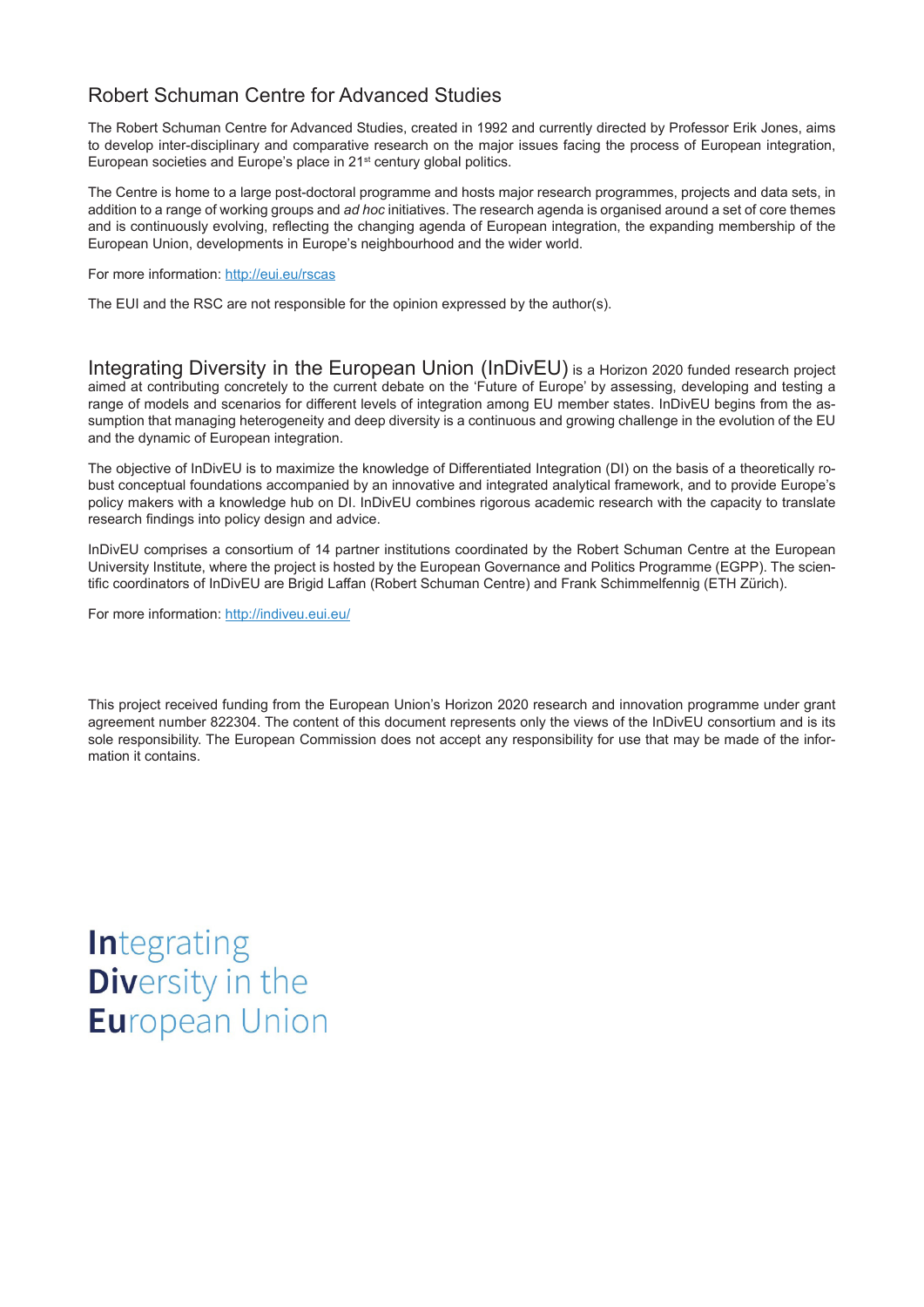## Robert Schuman Centre for Advanced Studies

The Robert Schuman Centre for Advanced Studies, created in 1992 and currently directed by Professor Erik Jones, aims to develop inter-disciplinary and comparative research on the major issues facing the process of European integration, European societies and Europe's place in 21st century global politics.

The Centre is home to a large post-doctoral programme and hosts major research programmes, projects and data sets, in addition to a range of working groups and *ad hoc* initiatives. The research agenda is organised around a set of core themes and is continuously evolving, reflecting the changing agenda of European integration, the expanding membership of the European Union, developments in Europe's neighbourhood and the wider world.

For more information: http://eui.eu/rscas

The EUI and the RSC are not responsible for the opinion expressed by the author(s).

**Integrating Diversity in the European Union (InDivEU)** is a Horizon 2020 funded research project aimed at contributing concretely to the current debate on the 'Future of Europe' by assessing, developing and testing a range of models and scenarios for different levels of integration among EU member states. InDivEU begins from the assumption that managing heterogeneity and deep diversity is a continuous and growing challenge in the evolution of the EU and the dynamic of European integration.

The objective of InDivEU is to maximize the knowledge of Differentiated Integration (DI) on the basis of a theoretically robust conceptual foundations accompanied by an innovative and integrated analytical framework, and to provide Europe's policy makers with a knowledge hub on DI. InDivEU combines rigorous academic research with the capacity to translate research findings into policy design and advice.

InDivEU comprises a consortium of 14 partner institutions coordinated by the Robert Schuman Centre at the European University Institute, where the project is hosted by the European Governance and Politics Programme (EGPP). The scientific coordinators of InDivEU are Brigid Laffan (Robert Schuman Centre) and Frank Schimmelfennig (ETH Zürich).

For more information: http://indiveu.eui.eu/

This project received funding from the European Union's Horizon 2020 research and innovation programme under grant agreement number 822304. The content of this document represents only the views of the InDivEU consortium and is its sole responsibility. The European Commission does not accept any responsibility for use that may be made of the information it contains.

**In**tegrating
**Div**ersity in the
**Eu**ropean Union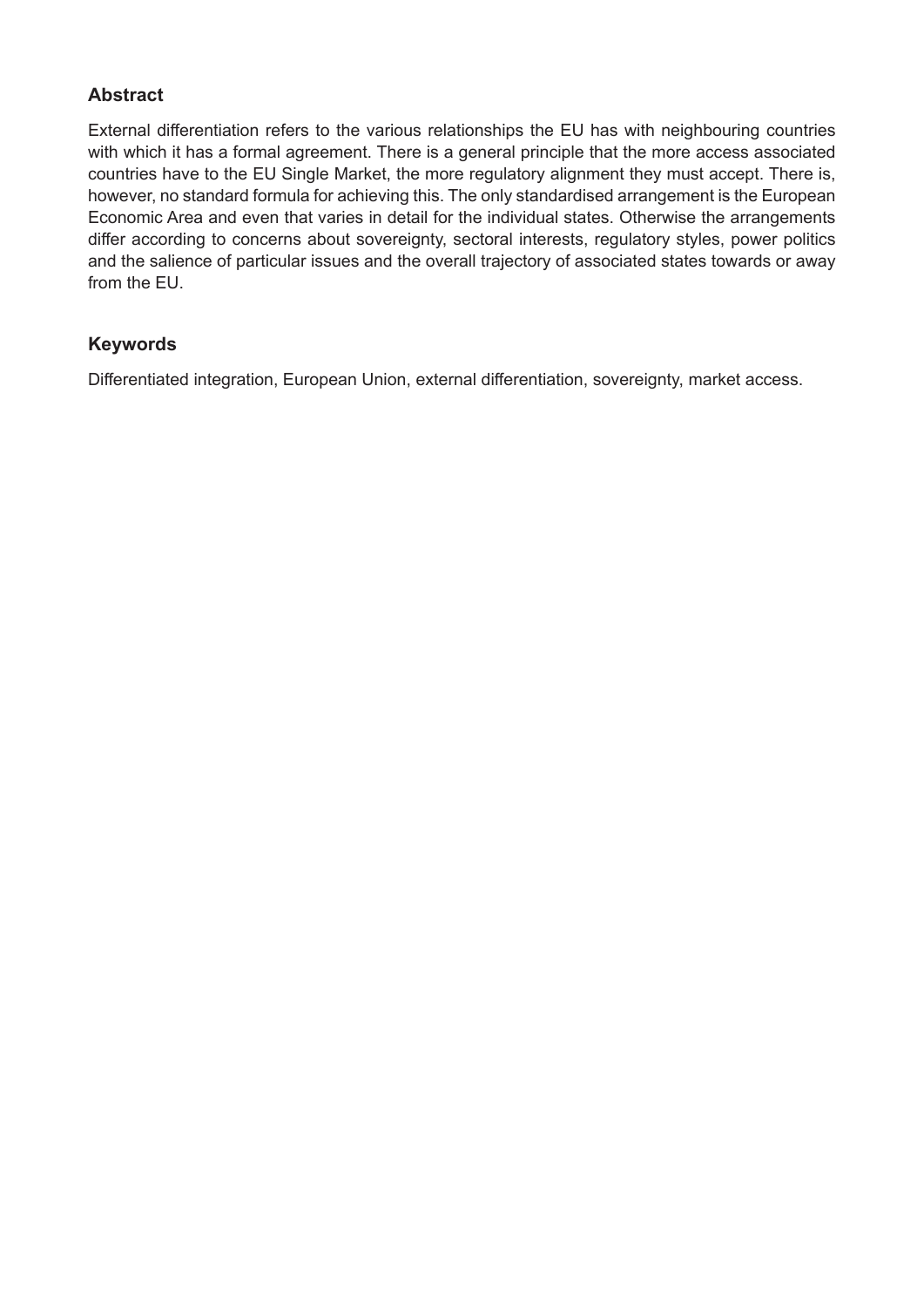## Abstract

External differentiation refers to the various relationships the EU has with neighbouring countries with which it has a formal agreement. There is a general principle that the more access associated countries have to the EU Single Market, the more regulatory alignment they must accept. There is, however, no standard formula for achieving this. The only standardised arrangement is the European Economic Area and even that varies in detail for the individual states. Otherwise the arrangements differ according to concerns about sovereignty, sectoral interests, regulatory styles, power politics and the salience of particular issues and the overall trajectory of associated states towards or away from the EU.

## Keywords

Differentiated integration, European Union, external differentiation, sovereignty, market access.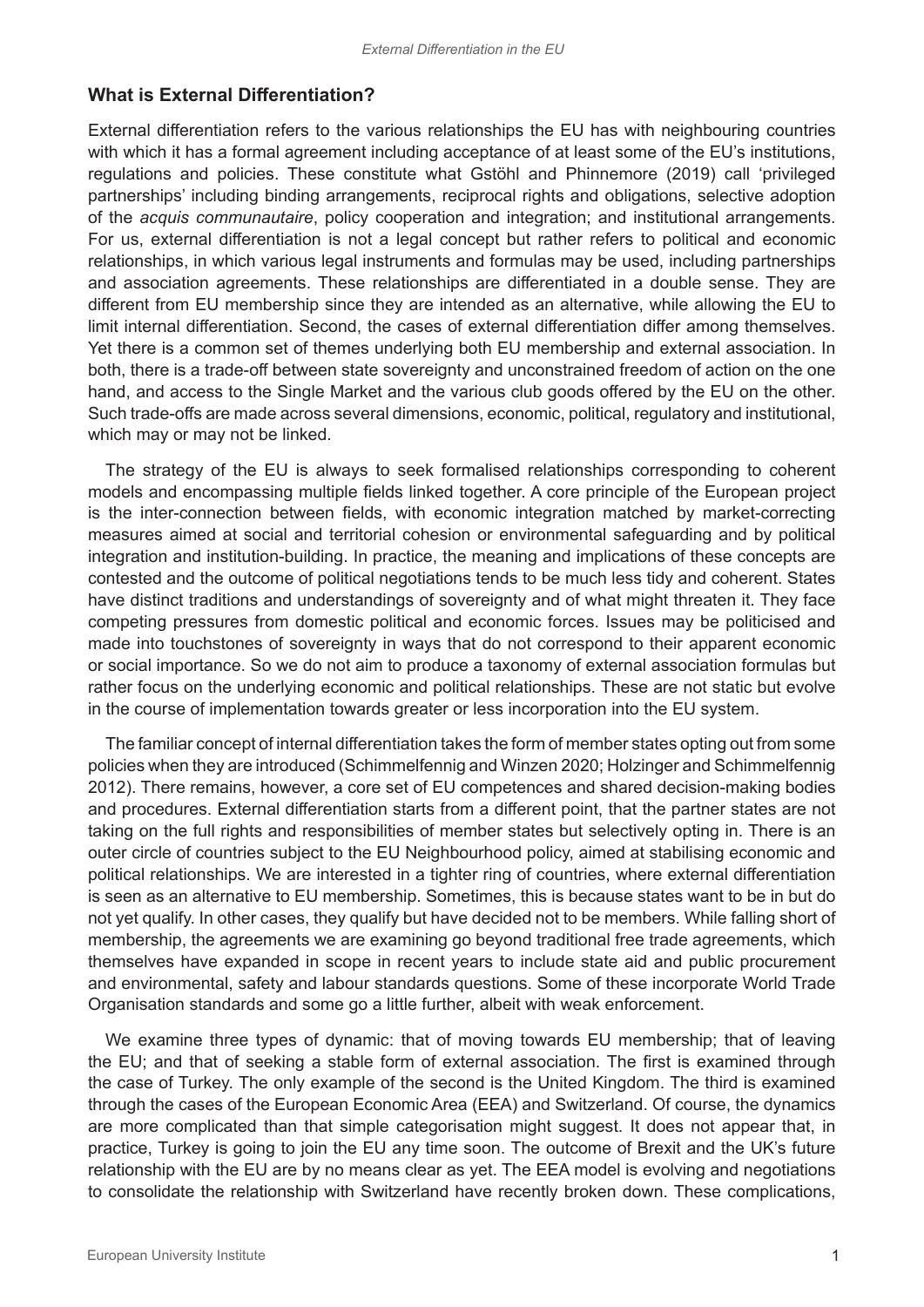## What is External Differentiation?

External differentiation refers to the various relationships the EU has with neighbouring countries with which it has a formal agreement including acceptance of at least some of the EU's institutions, regulations and policies. These constitute what Gstöhl and Phinnemore (2019) call 'privileged partnerships' including binding arrangements, reciprocal rights and obligations, selective adoption of the *acquis communautaire*, policy cooperation and integration; and institutional arrangements. For us, external differentiation is not a legal concept but rather refers to political and economic relationships, in which various legal instruments and formulas may be used, including partnerships and association agreements. These relationships are differentiated in a double sense. They are different from EU membership since they are intended as an alternative, while allowing the EU to limit internal differentiation. Second, the cases of external differentiation differ among themselves. Yet there is a common set of themes underlying both EU membership and external association. In both, there is a trade-off between state sovereignty and unconstrained freedom of action on the one hand, and access to the Single Market and the various club goods offered by the EU on the other. Such trade-offs are made across several dimensions, economic, political, regulatory and institutional, which may or may not be linked.

The strategy of the EU is always to seek formalised relationships corresponding to coherent models and encompassing multiple fields linked together. A core principle of the European project is the inter-connection between fields, with economic integration matched by market-correcting measures aimed at social and territorial cohesion or environmental safeguarding and by political integration and institution-building. In practice, the meaning and implications of these concepts are contested and the outcome of political negotiations tends to be much less tidy and coherent. States have distinct traditions and understandings of sovereignty and of what might threaten it. They face competing pressures from domestic political and economic forces. Issues may be politicised and made into touchstones of sovereignty in ways that do not correspond to their apparent economic or social importance. So we do not aim to produce a taxonomy of external association formulas but rather focus on the underlying economic and political relationships. These are not static but evolve in the course of implementation towards greater or less incorporation into the EU system.

The familiar concept of internal differentiation takes the form of member states opting out from some policies when they are introduced (Schimmelfennig and Winzen 2020; Holzinger and Schimmelfennig 2012). There remains, however, a core set of EU competences and shared decision-making bodies and procedures. External differentiation starts from a different point, that the partner states are not taking on the full rights and responsibilities of member states but selectively opting in. There is an outer circle of countries subject to the EU Neighbourhood policy, aimed at stabilising economic and political relationships. We are interested in a tighter ring of countries, where external differentiation is seen as an alternative to EU membership. Sometimes, this is because states want to be in but do not yet qualify. In other cases, they qualify but have decided not to be members. While falling short of membership, the agreements we are examining go beyond traditional free trade agreements, which themselves have expanded in scope in recent years to include state aid and public procurement and environmental, safety and labour standards questions. Some of these incorporate World Trade Organisation standards and some go a little further, albeit with weak enforcement.

We examine three types of dynamic: that of moving towards EU membership; that of leaving the EU; and that of seeking a stable form of external association. The first is examined through the case of Turkey. The only example of the second is the United Kingdom. The third is examined through the cases of the European Economic Area (EEA) and Switzerland. Of course, the dynamics are more complicated than that simple categorisation might suggest. It does not appear that, in practice, Turkey is going to join the EU any time soon. The outcome of Brexit and the UK's future relationship with the EU are by no means clear as yet. The EEA model is evolving and negotiations to consolidate the relationship with Switzerland have recently broken down. These complications,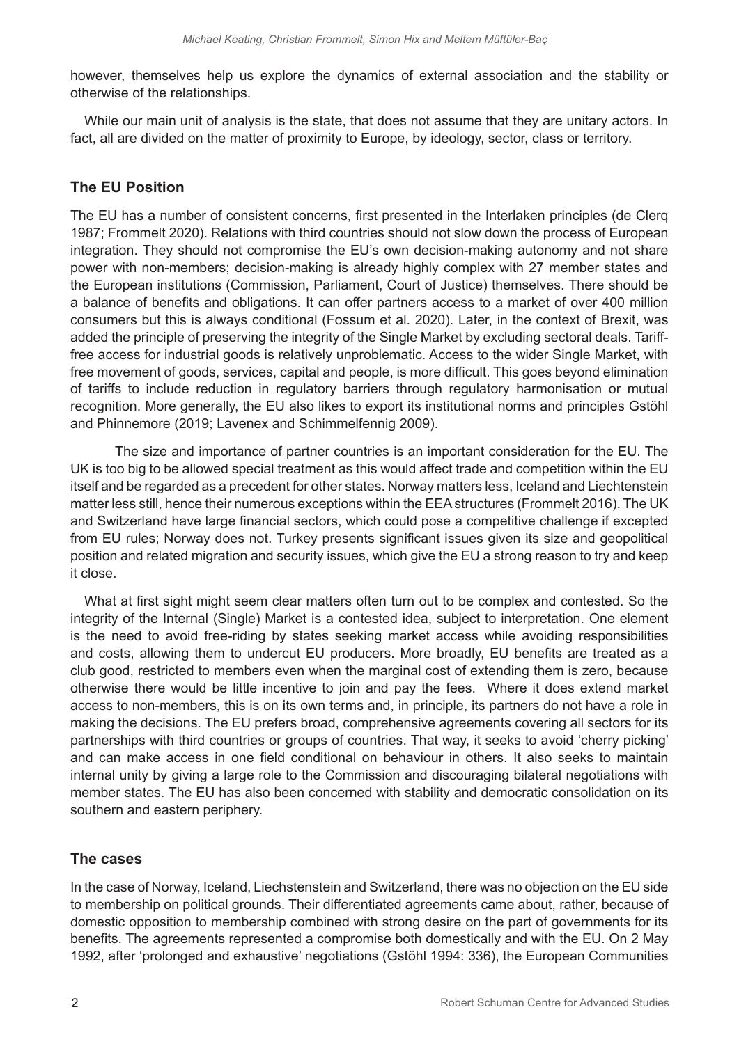however, themselves help us explore the dynamics of external association and the stability or otherwise of the relationships.

While our main unit of analysis is the state, that does not assume that they are unitary actors. In fact, all are divided on the matter of proximity to Europe, by ideology, sector, class or territory.

## The EU Position

The EU has a number of consistent concerns, first presented in the Interlaken principles (de Clerq 1987; Frommelt 2020). Relations with third countries should not slow down the process of European integration. They should not compromise the EU's own decision-making autonomy and not share power with non-members; decision-making is already highly complex with 27 member states and the European institutions (Commission, Parliament, Court of Justice) themselves. There should be a balance of benefits and obligations. It can offer partners access to a market of over 400 million consumers but this is always conditional (Fossum et al. 2020). Later, in the context of Brexit, was added the principle of preserving the integrity of the Single Market by excluding sectoral deals. Tariff-free access for industrial goods is relatively unproblematic. Access to the wider Single Market, with free movement of goods, services, capital and people, is more difficult. This goes beyond elimination of tariffs to include reduction in regulatory barriers through regulatory harmonisation or mutual recognition. More generally, the EU also likes to export its institutional norms and principles Gstöhl and Phinnemore (2019; Lavenex and Schimmelfennig 2009).

The size and importance of partner countries is an important consideration for the EU. The UK is too big to be allowed special treatment as this would affect trade and competition within the EU itself and be regarded as a precedent for other states. Norway matters less, Iceland and Liechtenstein matter less still, hence their numerous exceptions within the EEA structures (Frommelt 2016). The UK and Switzerland have large financial sectors, which could pose a competitive challenge if excepted from EU rules; Norway does not. Turkey presents significant issues given its size and geopolitical position and related migration and security issues, which give the EU a strong reason to try and keep it close.

What at first sight might seem clear matters often turn out to be complex and contested. So the integrity of the Internal (Single) Market is a contested idea, subject to interpretation. One element is the need to avoid free-riding by states seeking market access while avoiding responsibilities and costs, allowing them to undercut EU producers. More broadly, EU benefits are treated as a club good, restricted to members even when the marginal cost of extending them is zero, because otherwise there would be little incentive to join and pay the fees. Where it does extend market access to non-members, this is on its own terms and, in principle, its partners do not have a role in making the decisions. The EU prefers broad, comprehensive agreements covering all sectors for its partnerships with third countries or groups of countries. That way, it seeks to avoid 'cherry picking' and can make access in one field conditional on behaviour in others. It also seeks to maintain internal unity by giving a large role to the Commission and discouraging bilateral negotiations with member states. The EU has also been concerned with stability and democratic consolidation on its southern and eastern periphery.

## The cases

In the case of Norway, Iceland, Liechstenstein and Switzerland, there was no objection on the EU side to membership on political grounds. Their differentiated agreements came about, rather, because of domestic opposition to membership combined with strong desire on the part of governments for its benefits. The agreements represented a compromise both domestically and with the EU. On 2 May 1992, after 'prolonged and exhaustive' negotiations (Gstöhl 1994: 336), the European Communities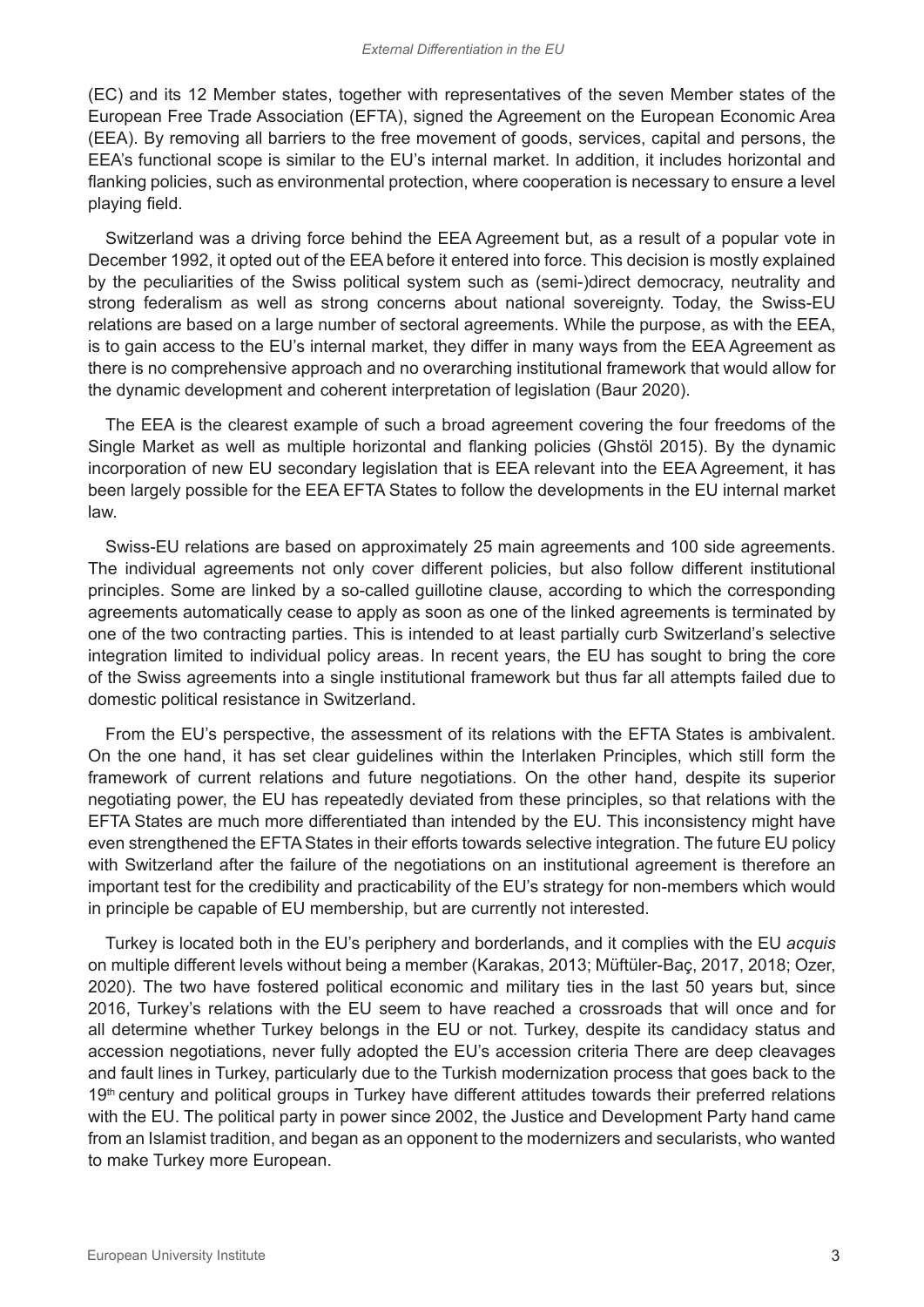(EC) and its 12 Member states, together with representatives of the seven Member states of the European Free Trade Association (EFTA), signed the Agreement on the European Economic Area (EEA). By removing all barriers to the free movement of goods, services, capital and persons, the EEA's functional scope is similar to the EU's internal market. In addition, it includes horizontal and flanking policies, such as environmental protection, where cooperation is necessary to ensure a level playing field.

Switzerland was a driving force behind the EEA Agreement but, as a result of a popular vote in December 1992, it opted out of the EEA before it entered into force. This decision is mostly explained by the peculiarities of the Swiss political system such as (semi-)direct democracy, neutrality and strong federalism as well as strong concerns about national sovereignty. Today, the Swiss-EU relations are based on a large number of sectoral agreements. While the purpose, as with the EEA, is to gain access to the EU's internal market, they differ in many ways from the EEA Agreement as there is no comprehensive approach and no overarching institutional framework that would allow for the dynamic development and coherent interpretation of legislation (Baur 2020).

The EEA is the clearest example of such a broad agreement covering the four freedoms of the Single Market as well as multiple horizontal and flanking policies (Ghstöl 2015). By the dynamic incorporation of new EU secondary legislation that is EEA relevant into the EEA Agreement, it has been largely possible for the EEA EFTA States to follow the developments in the EU internal market law.

Swiss-EU relations are based on approximately 25 main agreements and 100 side agreements. The individual agreements not only cover different policies, but also follow different institutional principles. Some are linked by a so-called guillotine clause, according to which the corresponding agreements automatically cease to apply as soon as one of the linked agreements is terminated by one of the two contracting parties. This is intended to at least partially curb Switzerland's selective integration limited to individual policy areas. In recent years, the EU has sought to bring the core of the Swiss agreements into a single institutional framework but thus far all attempts failed due to domestic political resistance in Switzerland.

From the EU's perspective, the assessment of its relations with the EFTA States is ambivalent. On the one hand, it has set clear guidelines within the Interlaken Principles, which still form the framework of current relations and future negotiations. On the other hand, despite its superior negotiating power, the EU has repeatedly deviated from these principles, so that relations with the EFTA States are much more differentiated than intended by the EU. This inconsistency might have even strengthened the EFTA States in their efforts towards selective integration. The future EU policy with Switzerland after the failure of the negotiations on an institutional agreement is therefore an important test for the credibility and practicability of the EU's strategy for non-members which would in principle be capable of EU membership, but are currently not interested.

Turkey is located both in the EU's periphery and borderlands, and it complies with the EU *acquis* on multiple different levels without being a member (Karakas, 2013; Müftüler-Baç, 2017, 2018; Ozer, 2020). The two have fostered political economic and military ties in the last 50 years but, since 2016, Turkey's relations with the EU seem to have reached a crossroads that will once and for all determine whether Turkey belongs in the EU or not. Turkey, despite its candidacy status and accession negotiations, never fully adopted the EU's accession criteria There are deep cleavages and fault lines in Turkey, particularly due to the Turkish modernization process that goes back to the 19th century and political groups in Turkey have different attitudes towards their preferred relations with the EU. The political party in power since 2002, the Justice and Development Party hand came from an Islamist tradition, and began as an opponent to the modernizers and secularists, who wanted to make Turkey more European.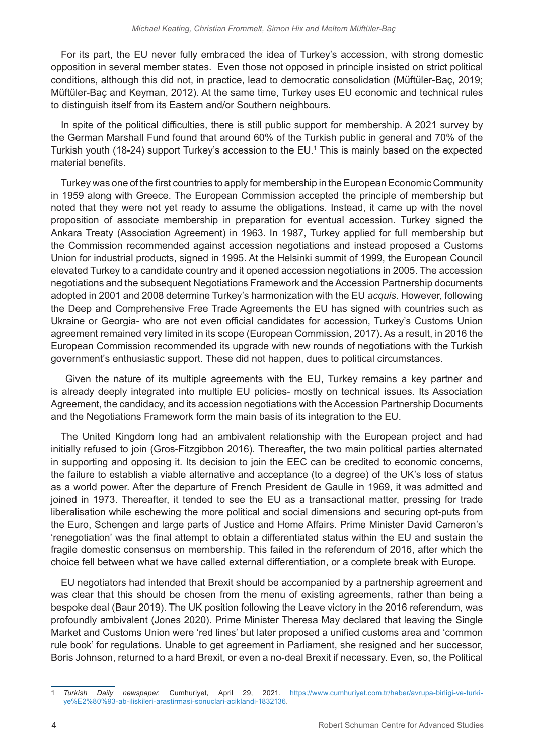For its part, the EU never fully embraced the idea of Turkey's accession, with strong domestic opposition in several member states. Even those not opposed in principle insisted on strict political conditions, although this did not, in practice, lead to democratic consolidation (Müftüler-Baç, 2019; Müftüler-Baç and Keyman, 2012). At the same time, Turkey uses EU economic and technical rules to distinguish itself from its Eastern and/or Southern neighbours.

In spite of the political difficulties, there is still public support for membership. A 2021 survey by the German Marshall Fund found that around 60% of the Turkish public in general and 70% of the Turkish youth (18-24) support Turkey's accession to the EU.[1] This is mainly based on the expected material benefits.

Turkey was one of the first countries to apply for membership in the European Economic Community in 1959 along with Greece. The European Commission accepted the principle of membership but noted that they were not yet ready to assume the obligations. Instead, it came up with the novel proposition of associate membership in preparation for eventual accession. Turkey signed the Ankara Treaty (Association Agreement) in 1963. In 1987, Turkey applied for full membership but the Commission recommended against accession negotiations and instead proposed a Customs Union for industrial products, signed in 1995. At the Helsinki summit of 1999, the European Council elevated Turkey to a candidate country and it opened accession negotiations in 2005. The accession negotiations and the subsequent Negotiations Framework and the Accession Partnership documents adopted in 2001 and 2008 determine Turkey's harmonization with the EU *acquis*. However, following the Deep and Comprehensive Free Trade Agreements the EU has signed with countries such as Ukraine or Georgia- who are not even official candidates for accession, Turkey's Customs Union agreement remained very limited in its scope (European Commission, 2017). As a result, in 2016 the European Commission recommended its upgrade with new rounds of negotiations with the Turkish government's enthusiastic support. These did not happen, dues to political circumstances.

Given the nature of its multiple agreements with the EU, Turkey remains a key partner and is already deeply integrated into multiple EU policies- mostly on technical issues. Its Association Agreement, the candidacy, and its accession negotiations with the Accession Partnership Documents and the Negotiations Framework form the main basis of its integration to the EU.

The United Kingdom long had an ambivalent relationship with the European project and had initially refused to join (Gros-Fitzgibbon 2016). Thereafter, the two main political parties alternated in supporting and opposing it. Its decision to join the EEC can be credited to economic concerns, the failure to establish a viable alternative and acceptance (to a degree) of the UK's loss of status as a world power. After the departure of French President de Gaulle in 1969, it was admitted and joined in 1973. Thereafter, it tended to see the EU as a transactional matter, pressing for trade liberalisation while eschewing the more political and social dimensions and securing opt-puts from the Euro, Schengen and large parts of Justice and Home Affairs. Prime Minister David Cameron's 'renegotiation' was the final attempt to obtain a differentiated status within the EU and sustain the fragile domestic consensus on membership. This failed in the referendum of 2016, after which the choice fell between what we have called external differentiation, or a complete break with Europe.

EU negotiators had intended that Brexit should be accompanied by a partnership agreement and was clear that this should be chosen from the menu of existing agreements, rather than being a bespoke deal (Baur 2019). The UK position following the Leave victory in the 2016 referendum, was profoundly ambivalent (Jones 2020). Prime Minister Theresa May declared that leaving the Single Market and Customs Union were 'red lines' but later proposed a unified customs area and 'common rule book' for regulations. Unable to get agreement in Parliament, she resigned and her successor, Boris Johnson, returned to a hard Brexit, or even a no-deal Brexit if necessary. Even, so, the Political

---

1 *Turkish Daily newspaper*, Cumhuriyet, April 29, 2021. https://www.cumhuriyet.com.tr/haber/avrupa-birligi-ve-turkiye%E2%80%93-ab-iliskileri-arastirmasi-sonuclari-aciklandi-1832136.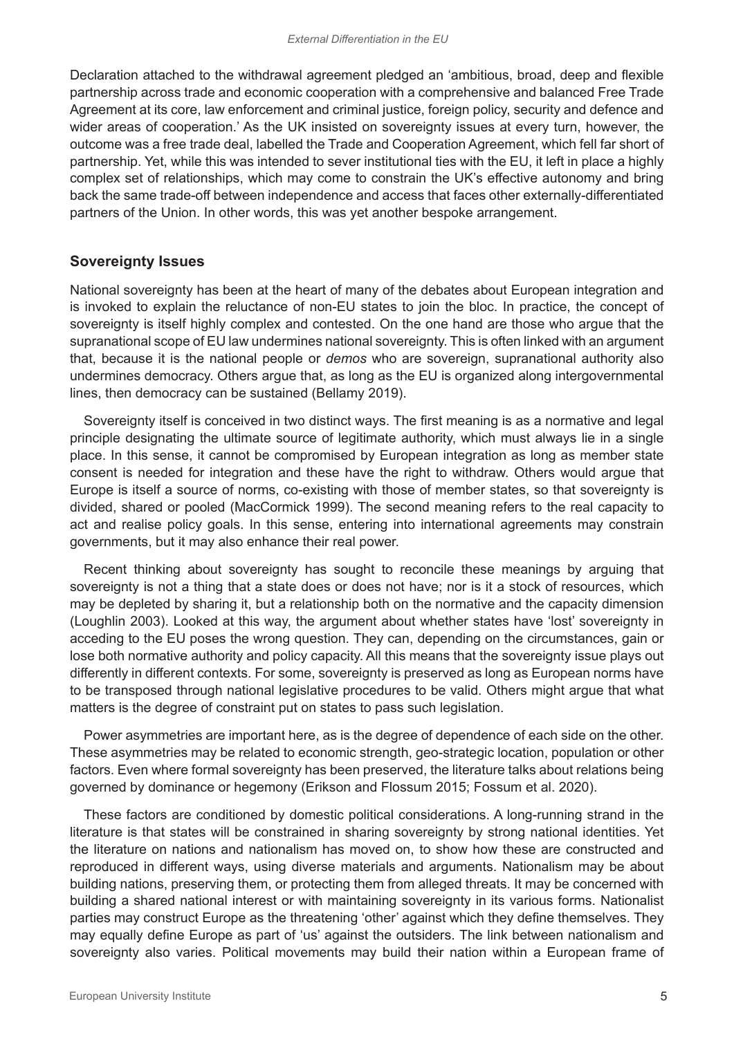Declaration attached to the withdrawal agreement pledged an 'ambitious, broad, deep and flexible partnership across trade and economic cooperation with a comprehensive and balanced Free Trade Agreement at its core, law enforcement and criminal justice, foreign policy, security and defence and wider areas of cooperation.' As the UK insisted on sovereignty issues at every turn, however, the outcome was a free trade deal, labelled the Trade and Cooperation Agreement, which fell far short of partnership. Yet, while this was intended to sever institutional ties with the EU, it left in place a highly complex set of relationships, which may come to constrain the UK's effective autonomy and bring back the same trade-off between independence and access that faces other externally-differentiated partners of the Union. In other words, this was yet another bespoke arrangement.

## Sovereignty Issues

National sovereignty has been at the heart of many of the debates about European integration and is invoked to explain the reluctance of non-EU states to join the bloc. In practice, the concept of sovereignty is itself highly complex and contested. On the one hand are those who argue that the supranational scope of EU law undermines national sovereignty. This is often linked with an argument that, because it is the national people or *demos* who are sovereign, supranational authority also undermines democracy. Others argue that, as long as the EU is organized along intergovernmental lines, then democracy can be sustained (Bellamy 2019).

Sovereignty itself is conceived in two distinct ways. The first meaning is as a normative and legal principle designating the ultimate source of legitimate authority, which must always lie in a single place. In this sense, it cannot be compromised by European integration as long as member state consent is needed for integration and these have the right to withdraw. Others would argue that Europe is itself a source of norms, co-existing with those of member states, so that sovereignty is divided, shared or pooled (MacCormick 1999). The second meaning refers to the real capacity to act and realise policy goals. In this sense, entering into international agreements may constrain governments, but it may also enhance their real power.

Recent thinking about sovereignty has sought to reconcile these meanings by arguing that sovereignty is not a thing that a state does or does not have; nor is it a stock of resources, which may be depleted by sharing it, but a relationship both on the normative and the capacity dimension (Loughlin 2003). Looked at this way, the argument about whether states have 'lost' sovereignty in acceding to the EU poses the wrong question. They can, depending on the circumstances, gain or lose both normative authority and policy capacity. All this means that the sovereignty issue plays out differently in different contexts. For some, sovereignty is preserved as long as European norms have to be transposed through national legislative procedures to be valid. Others might argue that what matters is the degree of constraint put on states to pass such legislation.

Power asymmetries are important here, as is the degree of dependence of each side on the other. These asymmetries may be related to economic strength, geo-strategic location, population or other factors. Even where formal sovereignty has been preserved, the literature talks about relations being governed by dominance or hegemony (Erikson and Flossum 2015; Fossum et al. 2020).

These factors are conditioned by domestic political considerations. A long-running strand in the literature is that states will be constrained in sharing sovereignty by strong national identities. Yet the literature on nations and nationalism has moved on, to show how these are constructed and reproduced in different ways, using diverse materials and arguments. Nationalism may be about building nations, preserving them, or protecting them from alleged threats. It may be concerned with building a shared national interest or with maintaining sovereignty in its various forms. Nationalist parties may construct Europe as the threatening 'other' against which they define themselves. They may equally define Europe as part of 'us' against the outsiders. The link between nationalism and sovereignty also varies. Political movements may build their nation within a European frame of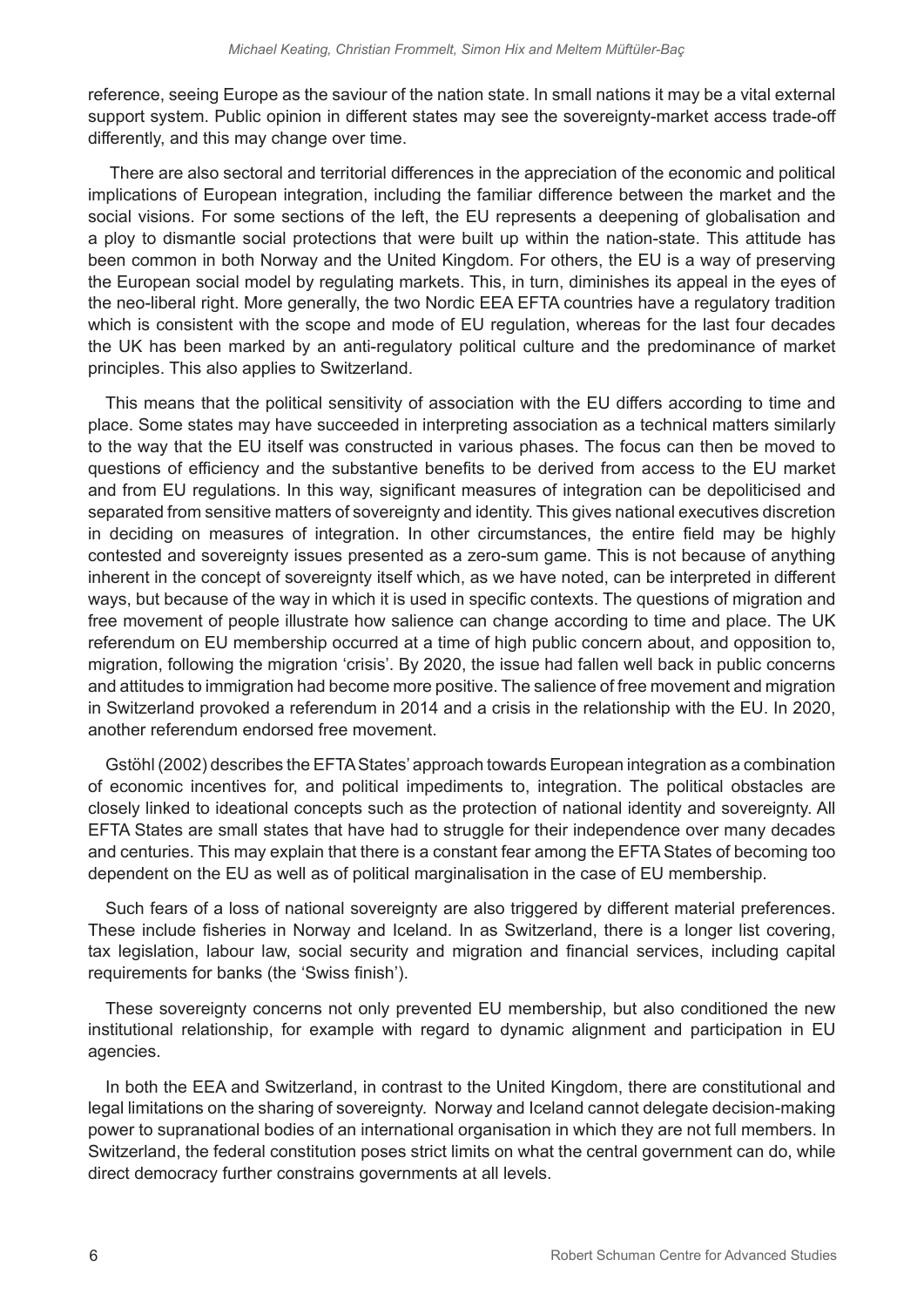reference, seeing Europe as the saviour of the nation state. In small nations it may be a vital external support system. Public opinion in different states may see the sovereignty-market access trade-off differently, and this may change over time.

There are also sectoral and territorial differences in the appreciation of the economic and political implications of European integration, including the familiar difference between the market and the social visions. For some sections of the left, the EU represents a deepening of globalisation and a ploy to dismantle social protections that were built up within the nation-state. This attitude has been common in both Norway and the United Kingdom. For others, the EU is a way of preserving the European social model by regulating markets. This, in turn, diminishes its appeal in the eyes of the neo-liberal right. More generally, the two Nordic EEA EFTA countries have a regulatory tradition which is consistent with the scope and mode of EU regulation, whereas for the last four decades the UK has been marked by an anti-regulatory political culture and the predominance of market principles. This also applies to Switzerland.

This means that the political sensitivity of association with the EU differs according to time and place. Some states may have succeeded in interpreting association as a technical matters similarly to the way that the EU itself was constructed in various phases. The focus can then be moved to questions of efficiency and the substantive benefits to be derived from access to the EU market and from EU regulations. In this way, significant measures of integration can be depoliticised and separated from sensitive matters of sovereignty and identity. This gives national executives discretion in deciding on measures of integration. In other circumstances, the entire field may be highly contested and sovereignty issues presented as a zero-sum game. This is not because of anything inherent in the concept of sovereignty itself which, as we have noted, can be interpreted in different ways, but because of the way in which it is used in specific contexts. The questions of migration and free movement of people illustrate how salience can change according to time and place. The UK referendum on EU membership occurred at a time of high public concern about, and opposition to, migration, following the migration 'crisis'. By 2020, the issue had fallen well back in public concerns and attitudes to immigration had become more positive. The salience of free movement and migration in Switzerland provoked a referendum in 2014 and a crisis in the relationship with the EU. In 2020, another referendum endorsed free movement.

Gstöhl (2002) describes the EFTA States' approach towards European integration as a combination of economic incentives for, and political impediments to, integration. The political obstacles are closely linked to ideational concepts such as the protection of national identity and sovereignty. All EFTA States are small states that have had to struggle for their independence over many decades and centuries. This may explain that there is a constant fear among the EFTA States of becoming too dependent on the EU as well as of political marginalisation in the case of EU membership.

Such fears of a loss of national sovereignty are also triggered by different material preferences. These include fisheries in Norway and Iceland. In as Switzerland, there is a longer list covering, tax legislation, labour law, social security and migration and financial services, including capital requirements for banks (the 'Swiss finish').

These sovereignty concerns not only prevented EU membership, but also conditioned the new institutional relationship, for example with regard to dynamic alignment and participation in EU agencies.

In both the EEA and Switzerland, in contrast to the United Kingdom, there are constitutional and legal limitations on the sharing of sovereignty. Norway and Iceland cannot delegate decision-making power to supranational bodies of an international organisation in which they are not full members. In Switzerland, the federal constitution poses strict limits on what the central government can do, while direct democracy further constrains governments at all levels.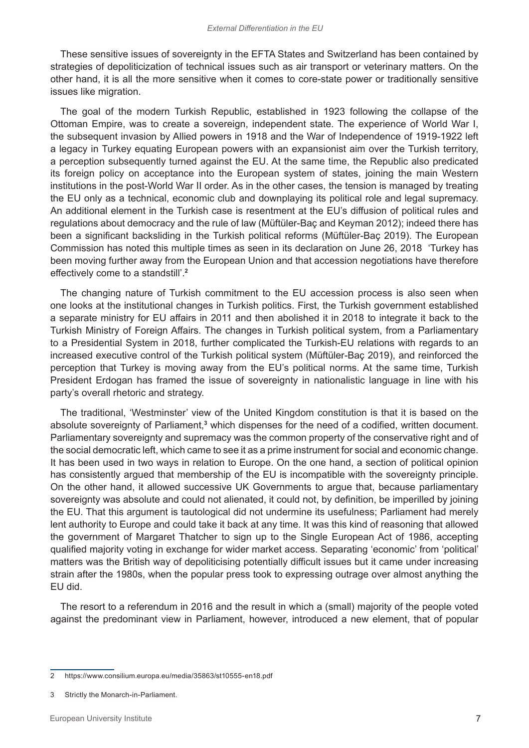These sensitive issues of sovereignty in the EFTA States and Switzerland has been contained by strategies of depoliticization of technical issues such as air transport or veterinary matters. On the other hand, it is all the more sensitive when it comes to core-state power or traditionally sensitive issues like migration.

The goal of the modern Turkish Republic, established in 1923 following the collapse of the Ottoman Empire, was to create a sovereign, independent state. The experience of World War I, the subsequent invasion by Allied powers in 1918 and the War of Independence of 1919-1922 left a legacy in Turkey equating European powers with an expansionist aim over the Turkish territory, a perception subsequently turned against the EU. At the same time, the Republic also predicated its foreign policy on acceptance into the European system of states, joining the main Western institutions in the post-World War II order. As in the other cases, the tension is managed by treating the EU only as a technical, economic club and downplaying its political role and legal supremacy. An additional element in the Turkish case is resentment at the EU's diffusion of political rules and regulations about democracy and the rule of law (Müftüler-Baç and Keyman 2012); indeed there has been a significant backsliding in the Turkish political reforms (Müftüler-Baç 2019). The European Commission has noted this multiple times as seen in its declaration on June 26, 2018 'Turkey has been moving further away from the European Union and that accession negotiations have therefore effectively come to a standstill'.[2]

The changing nature of Turkish commitment to the EU accession process is also seen when one looks at the institutional changes in Turkish politics. First, the Turkish government established a separate ministry for EU affairs in 2011 and then abolished it in 2018 to integrate it back to the Turkish Ministry of Foreign Affairs. The changes in Turkish political system, from a Parliamentary to a Presidential System in 2018, further complicated the Turkish-EU relations with regards to an increased executive control of the Turkish political system (Müftüler-Baç 2019), and reinforced the perception that Turkey is moving away from the EU's political norms. At the same time, Turkish President Erdogan has framed the issue of sovereignty in nationalistic language in line with his party's overall rhetoric and strategy.

The traditional, 'Westminster' view of the United Kingdom constitution is that it is based on the absolute sovereignty of Parliament,[3] which dispenses for the need of a codified, written document. Parliamentary sovereignty and supremacy was the common property of the conservative right and of the social democratic left, which came to see it as a prime instrument for social and economic change. It has been used in two ways in relation to Europe. On the one hand, a section of political opinion has consistently argued that membership of the EU is incompatible with the sovereignty principle. On the other hand, it allowed successive UK Governments to argue that, because parliamentary sovereignty was absolute and could not alienated, it could not, by definition, be imperilled by joining the EU. That this argument is tautological did not undermine its usefulness; Parliament had merely lent authority to Europe and could take it back at any time. It was this kind of reasoning that allowed the government of Margaret Thatcher to sign up to the Single European Act of 1986, accepting qualified majority voting in exchange for wider market access. Separating 'economic' from 'political' matters was the British way of depoliticising potentially difficult issues but it came under increasing strain after the 1980s, when the popular press took to expressing outrage over almost anything the EU did.

The resort to a referendum in 2016 and the result in which a (small) majority of the people voted against the predominant view in Parliament, however, introduced a new element, that of popular

---

2 https://www.consilium.europa.eu/media/35863/st10555-en18.pdf

3 Strictly the Monarch-in-Parliament.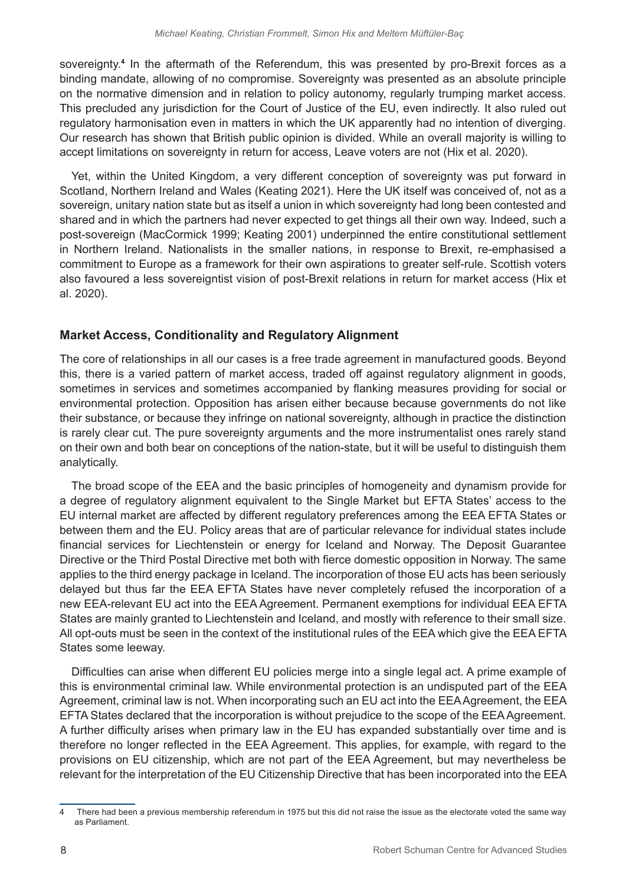sovereignty.[4] In the aftermath of the Referendum, this was presented by pro-Brexit forces as a binding mandate, allowing of no compromise. Sovereignty was presented as an absolute principle on the normative dimension and in relation to policy autonomy, regularly trumping market access. This precluded any jurisdiction for the Court of Justice of the EU, even indirectly. It also ruled out regulatory harmonisation even in matters in which the UK apparently had no intention of diverging. Our research has shown that British public opinion is divided. While an overall majority is willing to accept limitations on sovereignty in return for access, Leave voters are not (Hix et al. 2020).

Yet, within the United Kingdom, a very different conception of sovereignty was put forward in Scotland, Northern Ireland and Wales (Keating 2021). Here the UK itself was conceived of, not as a sovereign, unitary nation state but as itself a union in which sovereignty had long been contested and shared and in which the partners had never expected to get things all their own way. Indeed, such a post-sovereign (MacCormick 1999; Keating 2001) underpinned the entire constitutional settlement in Northern Ireland. Nationalists in the smaller nations, in response to Brexit, re-emphasised a commitment to Europe as a framework for their own aspirations to greater self-rule. Scottish voters also favoured a less sovereigntist vision of post-Brexit relations in return for market access (Hix et al. 2020).

## Market Access, Conditionality and Regulatory Alignment

The core of relationships in all our cases is a free trade agreement in manufactured goods. Beyond this, there is a varied pattern of market access, traded off against regulatory alignment in goods, sometimes in services and sometimes accompanied by flanking measures providing for social or environmental protection. Opposition has arisen either because because governments do not like their substance, or because they infringe on national sovereignty, although in practice the distinction is rarely clear cut. The pure sovereignty arguments and the more instrumentalist ones rarely stand on their own and both bear on conceptions of the nation-state, but it will be useful to distinguish them analytically.

The broad scope of the EEA and the basic principles of homogeneity and dynamism provide for a degree of regulatory alignment equivalent to the Single Market but EFTA States' access to the EU internal market are affected by different regulatory preferences among the EEA EFTA States or between them and the EU. Policy areas that are of particular relevance for individual states include financial services for Liechtenstein or energy for Iceland and Norway. The Deposit Guarantee Directive or the Third Postal Directive met both with fierce domestic opposition in Norway. The same applies to the third energy package in Iceland. The incorporation of those EU acts has been seriously delayed but thus far the EEA EFTA States have never completely refused the incorporation of a new EEA-relevant EU act into the EEA Agreement. Permanent exemptions for individual EEA EFTA States are mainly granted to Liechtenstein and Iceland, and mostly with reference to their small size. All opt-outs must be seen in the context of the institutional rules of the EEA which give the EEA EFTA States some leeway.

Difficulties can arise when different EU policies merge into a single legal act. A prime example of this is environmental criminal law. While environmental protection is an undisputed part of the EEA Agreement, criminal law is not. When incorporating such an EU act into the EEA Agreement, the EEA EFTA States declared that the incorporation is without prejudice to the scope of the EEA Agreement. A further difficulty arises when primary law in the EU has expanded substantially over time and is therefore no longer reflected in the EEA Agreement. This applies, for example, with regard to the provisions on EU citizenship, which are not part of the EEA Agreement, but may nevertheless be relevant for the interpretation of the EU Citizenship Directive that has been incorporated into the EEA

---

4 There had been a previous membership referendum in 1975 but this did not raise the issue as the electorate voted the same way as Parliament.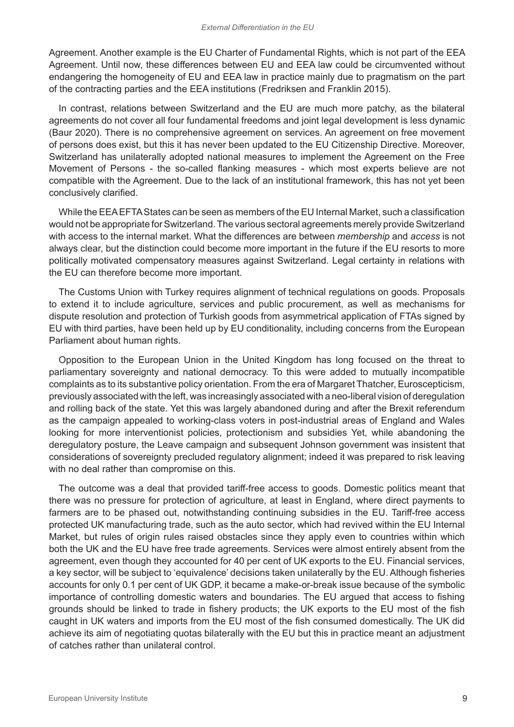Agreement. Another example is the EU Charter of Fundamental Rights, which is not part of the EEA Agreement. Until now, these differences between EU and EEA law could be circumvented without endangering the homogeneity of EU and EEA law in practice mainly due to pragmatism on the part of the contracting parties and the EEA institutions (Fredriksen and Franklin 2015).

In contrast, relations between Switzerland and the EU are much more patchy, as the bilateral agreements do not cover all four fundamental freedoms and joint legal development is less dynamic (Baur 2020). There is no comprehensive agreement on services. An agreement on free movement of persons does exist, but this it has never been updated to the EU Citizenship Directive. Moreover, Switzerland has unilaterally adopted national measures to implement the Agreement on the Free Movement of Persons - the so-called flanking measures - which most experts believe are not compatible with the Agreement. Due to the lack of an institutional framework, this has not yet been conclusively clarified.

While the EEA EFTA States can be seen as members of the EU Internal Market, such a classification would not be appropriate for Switzerland. The various sectoral agreements merely provide Switzerland with access to the internal market. What the differences are between *membership* and *access* is not always clear, but the distinction could become more important in the future if the EU resorts to more politically motivated compensatory measures against Switzerland. Legal certainty in relations with the EU can therefore become more important.

The Customs Union with Turkey requires alignment of technical regulations on goods. Proposals to extend it to include agriculture, services and public procurement, as well as mechanisms for dispute resolution and protection of Turkish goods from asymmetrical application of FTAs signed by EU with third parties, have been held up by EU conditionality, including concerns from the European Parliament about human rights.

Opposition to the European Union in the United Kingdom has long focused on the threat to parliamentary sovereignty and national democracy. To this were added to mutually incompatible complaints as to its substantive policy orientation. From the era of Margaret Thatcher, Euroscepticism, previously associated with the left, was increasingly associated with a neo-liberal vision of deregulation and rolling back of the state. Yet this was largely abandoned during and after the Brexit referendum as the campaign appealed to working-class voters in post-industrial areas of England and Wales looking for more interventionist policies, protectionism and subsidies Yet, while abandoning the deregulatory posture, the Leave campaign and subsequent Johnson government was insistent that considerations of sovereignty precluded regulatory alignment; indeed it was prepared to risk leaving with no deal rather than compromise on this.

The outcome was a deal that provided tariff-free access to goods. Domestic politics meant that there was no pressure for protection of agriculture, at least in England, where direct payments to farmers are to be phased out, notwithstanding continuing subsidies in the EU. Tariff-free access protected UK manufacturing trade, such as the auto sector, which had revived within the EU Internal Market, but rules of origin rules raised obstacles since they apply even to countries within which both the UK and the EU have free trade agreements. Services were almost entirely absent from the agreement, even though they accounted for 40 per cent of UK exports to the EU. Financial services, a key sector, will be subject to 'equivalence' decisions taken unilaterally by the EU. Although fisheries accounts for only 0.1 per cent of UK GDP, it became a make-or-break issue because of the symbolic importance of controlling domestic waters and boundaries. The EU argued that access to fishing grounds should be linked to trade in fishery products; the UK exports to the EU most of the fish caught in UK waters and imports from the EU most of the fish consumed domestically. The UK did achieve its aim of negotiating quotas bilaterally with the EU but this in practice meant an adjustment of catches rather than unilateral control.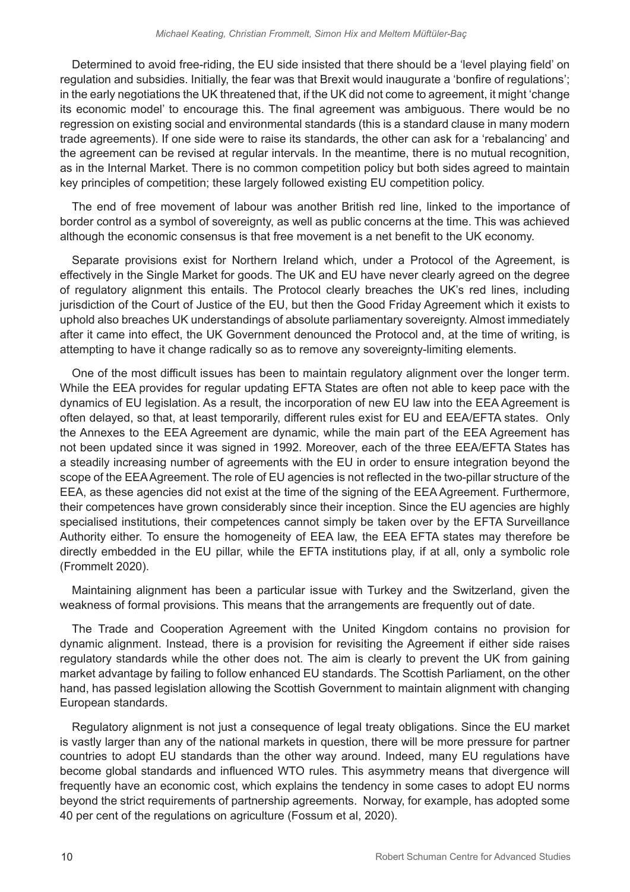Determined to avoid free-riding, the EU side insisted that there should be a 'level playing field' on regulation and subsidies. Initially, the fear was that Brexit would inaugurate a 'bonfire of regulations'; in the early negotiations the UK threatened that, if the UK did not come to agreement, it might 'change its economic model' to encourage this. The final agreement was ambiguous. There would be no regression on existing social and environmental standards (this is a standard clause in many modern trade agreements). If one side were to raise its standards, the other can ask for a 'rebalancing' and the agreement can be revised at regular intervals. In the meantime, there is no mutual recognition, as in the Internal Market. There is no common competition policy but both sides agreed to maintain key principles of competition; these largely followed existing EU competition policy.

The end of free movement of labour was another British red line, linked to the importance of border control as a symbol of sovereignty, as well as public concerns at the time. This was achieved although the economic consensus is that free movement is a net benefit to the UK economy.

Separate provisions exist for Northern Ireland which, under a Protocol of the Agreement, is effectively in the Single Market for goods. The UK and EU have never clearly agreed on the degree of regulatory alignment this entails. The Protocol clearly breaches the UK's red lines, including jurisdiction of the Court of Justice of the EU, but then the Good Friday Agreement which it exists to uphold also breaches UK understandings of absolute parliamentary sovereignty. Almost immediately after it came into effect, the UK Government denounced the Protocol and, at the time of writing, is attempting to have it change radically so as to remove any sovereignty-limiting elements.

One of the most difficult issues has been to maintain regulatory alignment over the longer term. While the EEA provides for regular updating EFTA States are often not able to keep pace with the dynamics of EU legislation. As a result, the incorporation of new EU law into the EEA Agreement is often delayed, so that, at least temporarily, different rules exist for EU and EEA/EFTA states. Only the Annexes to the EEA Agreement are dynamic, while the main part of the EEA Agreement has not been updated since it was signed in 1992. Moreover, each of the three EEA/EFTA States has a steadily increasing number of agreements with the EU in order to ensure integration beyond the scope of the EEA Agreement. The role of EU agencies is not reflected in the two-pillar structure of the EEA, as these agencies did not exist at the time of the signing of the EEA Agreement. Furthermore, their competences have grown considerably since their inception. Since the EU agencies are highly specialised institutions, their competences cannot simply be taken over by the EFTA Surveillance Authority either. To ensure the homogeneity of EEA law, the EEA EFTA states may therefore be directly embedded in the EU pillar, while the EFTA institutions play, if at all, only a symbolic role (Frommelt 2020).

Maintaining alignment has been a particular issue with Turkey and the Switzerland, given the weakness of formal provisions. This means that the arrangements are frequently out of date.

The Trade and Cooperation Agreement with the United Kingdom contains no provision for dynamic alignment. Instead, there is a provision for revisiting the Agreement if either side raises regulatory standards while the other does not. The aim is clearly to prevent the UK from gaining market advantage by failing to follow enhanced EU standards. The Scottish Parliament, on the other hand, has passed legislation allowing the Scottish Government to maintain alignment with changing European standards.

Regulatory alignment is not just a consequence of legal treaty obligations. Since the EU market is vastly larger than any of the national markets in question, there will be more pressure for partner countries to adopt EU standards than the other way around. Indeed, many EU regulations have become global standards and influenced WTO rules. This asymmetry means that divergence will frequently have an economic cost, which explains the tendency in some cases to adopt EU norms beyond the strict requirements of partnership agreements. Norway, for example, has adopted some 40 per cent of the regulations on agriculture (Fossum et al, 2020).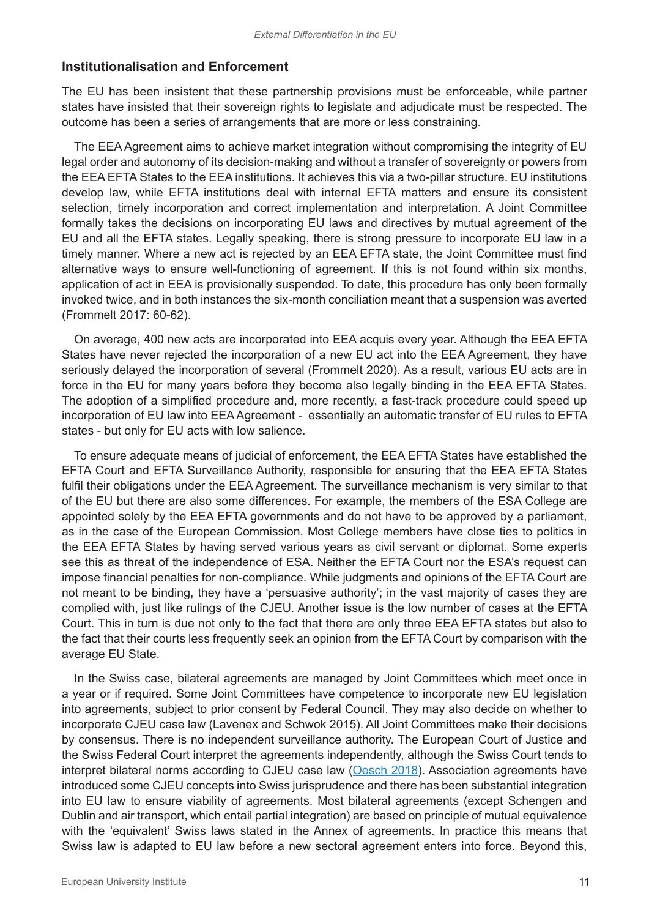## Institutionalisation and Enforcement

The EU has been insistent that these partnership provisions must be enforceable, while partner states have insisted that their sovereign rights to legislate and adjudicate must be respected. The outcome has been a series of arrangements that are more or less constraining.

The EEA Agreement aims to achieve market integration without compromising the integrity of EU legal order and autonomy of its decision-making and without a transfer of sovereignty or powers from the EEA EFTA States to the EEA institutions. It achieves this via a two-pillar structure. EU institutions develop law, while EFTA institutions deal with internal EFTA matters and ensure its consistent selection, timely incorporation and correct implementation and interpretation. A Joint Committee formally takes the decisions on incorporating EU laws and directives by mutual agreement of the EU and all the EFTA states. Legally speaking, there is strong pressure to incorporate EU law in a timely manner. Where a new act is rejected by an EEA EFTA state, the Joint Committee must find alternative ways to ensure well-functioning of agreement. If this is not found within six months, application of act in EEA is provisionally suspended. To date, this procedure has only been formally invoked twice, and in both instances the six-month conciliation meant that a suspension was averted (Frommelt 2017: 60-62).

On average, 400 new acts are incorporated into EEA acquis every year. Although the EEA EFTA States have never rejected the incorporation of a new EU act into the EEA Agreement, they have seriously delayed the incorporation of several (Frommelt 2020). As a result, various EU acts are in force in the EU for many years before they become also legally binding in the EEA EFTA States. The adoption of a simplified procedure and, more recently, a fast-track procedure could speed up incorporation of EU law into EEA Agreement - essentially an automatic transfer of EU rules to EFTA states - but only for EU acts with low salience.

To ensure adequate means of judicial of enforcement, the EEA EFTA States have established the EFTA Court and EFTA Surveillance Authority, responsible for ensuring that the EEA EFTA States fulfil their obligations under the EEA Agreement. The surveillance mechanism is very similar to that of the EU but there are also some differences. For example, the members of the ESA College are appointed solely by the EEA EFTA governments and do not have to be approved by a parliament, as in the case of the European Commission. Most College members have close ties to politics in the EEA EFTA States by having served various years as civil servant or diplomat. Some experts see this as threat of the independence of ESA. Neither the EFTA Court nor the ESA's request can impose financial penalties for non-compliance. While judgments and opinions of the EFTA Court are not meant to be binding, they have a 'persuasive authority'; in the vast majority of cases they are complied with, just like rulings of the CJEU. Another issue is the low number of cases at the EFTA Court. This in turn is due not only to the fact that there are only three EEA EFTA states but also to the fact that their courts less frequently seek an opinion from the EFTA Court by comparison with the average EU State.

In the Swiss case, bilateral agreements are managed by Joint Committees which meet once in a year or if required. Some Joint Committees have competence to incorporate new EU legislation into agreements, subject to prior consent by Federal Council. They may also decide on whether to incorporate CJEU case law (Lavenex and Schwok 2015). All Joint Committees make their decisions by consensus. There is no independent surveillance authority. The European Court of Justice and the Swiss Federal Court interpret the agreements independently, although the Swiss Court tends to interpret bilateral norms according to CJEU case law (Oesch 2018). Association agreements have introduced some CJEU concepts into Swiss jurisprudence and there has been substantial integration into EU law to ensure viability of agreements. Most bilateral agreements (except Schengen and Dublin and air transport, which entail partial integration) are based on principle of mutual equivalence with the 'equivalent' Swiss laws stated in the Annex of agreements. In practice this means that Swiss law is adapted to EU law before a new sectoral agreement enters into force. Beyond this,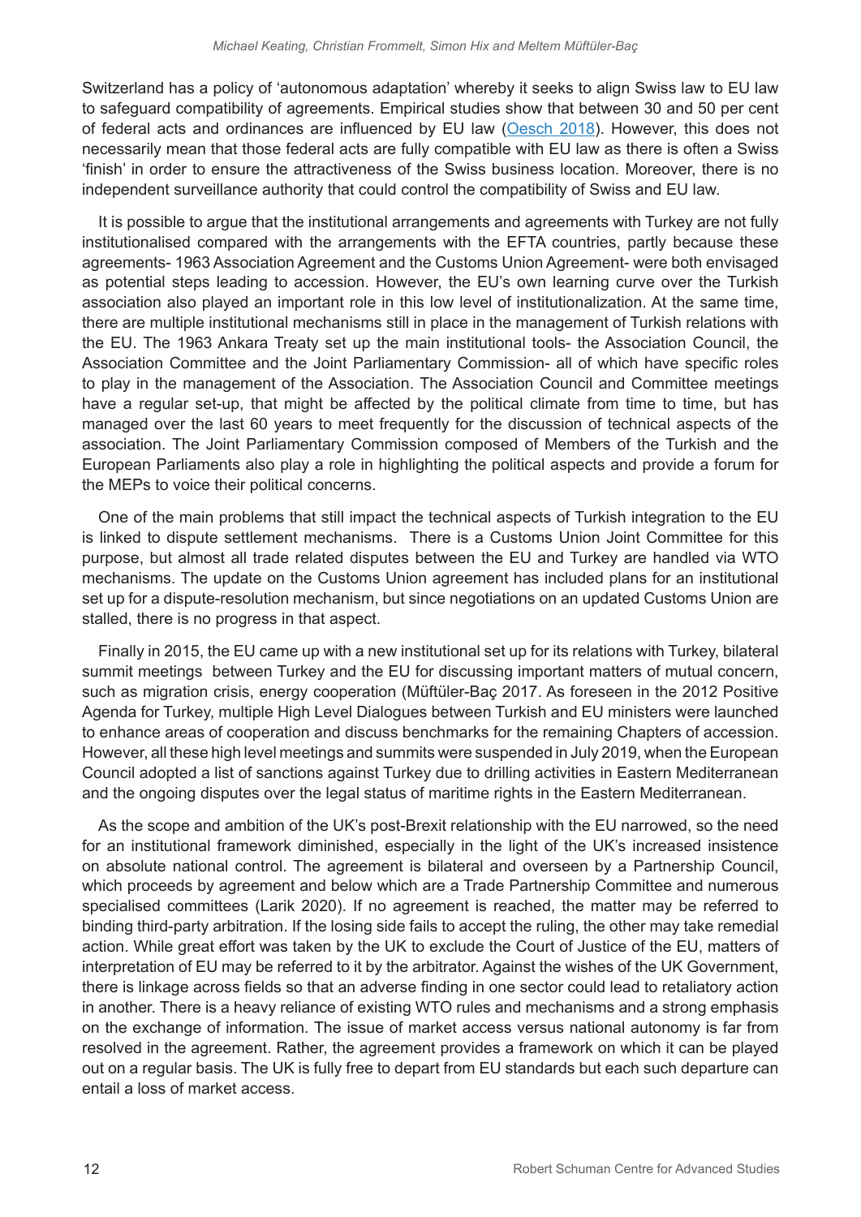Switzerland has a policy of 'autonomous adaptation' whereby it seeks to align Swiss law to EU law to safeguard compatibility of agreements. Empirical studies show that between 30 and 50 per cent of federal acts and ordinances are influenced by EU law (Oesch 2018). However, this does not necessarily mean that those federal acts are fully compatible with EU law as there is often a Swiss 'finish' in order to ensure the attractiveness of the Swiss business location. Moreover, there is no independent surveillance authority that could control the compatibility of Swiss and EU law.

It is possible to argue that the institutional arrangements and agreements with Turkey are not fully institutionalised compared with the arrangements with the EFTA countries, partly because these agreements- 1963 Association Agreement and the Customs Union Agreement- were both envisaged as potential steps leading to accession. However, the EU's own learning curve over the Turkish association also played an important role in this low level of institutionalization. At the same time, there are multiple institutional mechanisms still in place in the management of Turkish relations with the EU. The 1963 Ankara Treaty set up the main institutional tools- the Association Council, the Association Committee and the Joint Parliamentary Commission- all of which have specific roles to play in the management of the Association. The Association Council and Committee meetings have a regular set-up, that might be affected by the political climate from time to time, but has managed over the last 60 years to meet frequently for the discussion of technical aspects of the association. The Joint Parliamentary Commission composed of Members of the Turkish and the European Parliaments also play a role in highlighting the political aspects and provide a forum for the MEPs to voice their political concerns.

One of the main problems that still impact the technical aspects of Turkish integration to the EU is linked to dispute settlement mechanisms. There is a Customs Union Joint Committee for this purpose, but almost all trade related disputes between the EU and Turkey are handled via WTO mechanisms. The update on the Customs Union agreement has included plans for an institutional set up for a dispute-resolution mechanism, but since negotiations on an updated Customs Union are stalled, there is no progress in that aspect.

Finally in 2015, the EU came up with a new institutional set up for its relations with Turkey, bilateral summit meetings between Turkey and the EU for discussing important matters of mutual concern, such as migration crisis, energy cooperation (Müftüler-Baç 2017. As foreseen in the 2012 Positive Agenda for Turkey, multiple High Level Dialogues between Turkish and EU ministers were launched to enhance areas of cooperation and discuss benchmarks for the remaining Chapters of accession. However, all these high level meetings and summits were suspended in July 2019, when the European Council adopted a list of sanctions against Turkey due to drilling activities in Eastern Mediterranean and the ongoing disputes over the legal status of maritime rights in the Eastern Mediterranean.

As the scope and ambition of the UK's post-Brexit relationship with the EU narrowed, so the need for an institutional framework diminished, especially in the light of the UK's increased insistence on absolute national control. The agreement is bilateral and overseen by a Partnership Council, which proceeds by agreement and below which are a Trade Partnership Committee and numerous specialised committees (Larik 2020). If no agreement is reached, the matter may be referred to binding third-party arbitration. If the losing side fails to accept the ruling, the other may take remedial action. While great effort was taken by the UK to exclude the Court of Justice of the EU, matters of interpretation of EU may be referred to it by the arbitrator. Against the wishes of the UK Government, there is linkage across fields so that an adverse finding in one sector could lead to retaliatory action in another. There is a heavy reliance of existing WTO rules and mechanisms and a strong emphasis on the exchange of information. The issue of market access versus national autonomy is far from resolved in the agreement. Rather, the agreement provides a framework on which it can be played out on a regular basis. The UK is fully free to depart from EU standards but each such departure can entail a loss of market access.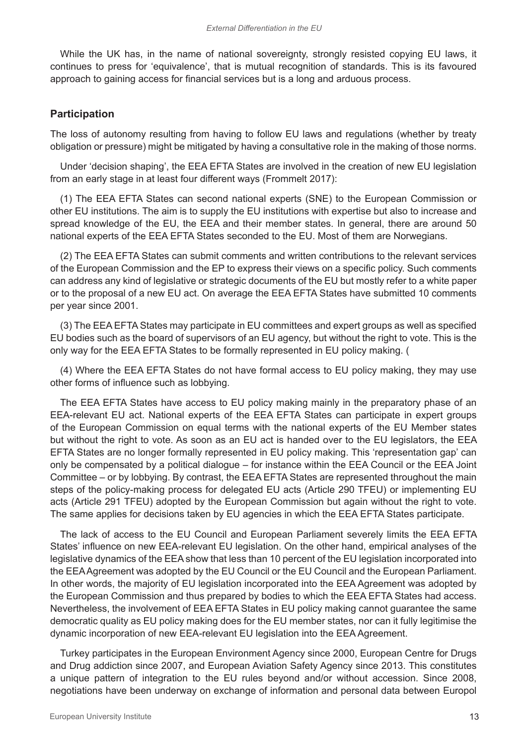While the UK has, in the name of national sovereignty, strongly resisted copying EU laws, it continues to press for 'equivalence', that is mutual recognition of standards. This is its favoured approach to gaining access for financial services but is a long and arduous process.

## Participation

The loss of autonomy resulting from having to follow EU laws and regulations (whether by treaty obligation or pressure) might be mitigated by having a consultative role in the making of those norms.

Under 'decision shaping', the EEA EFTA States are involved in the creation of new EU legislation from an early stage in at least four different ways (Frommelt 2017):

(1) The EEA EFTA States can second national experts (SNE) to the European Commission or other EU institutions. The aim is to supply the EU institutions with expertise but also to increase and spread knowledge of the EU, the EEA and their member states. In general, there are around 50 national experts of the EEA EFTA States seconded to the EU. Most of them are Norwegians.

(2) The EEA EFTA States can submit comments and written contributions to the relevant services of the European Commission and the EP to express their views on a specific policy. Such comments can address any kind of legislative or strategic documents of the EU but mostly refer to a white paper or to the proposal of a new EU act. On average the EEA EFTA States have submitted 10 comments per year since 2001.

(3) The EEA EFTA States may participate in EU committees and expert groups as well as specified EU bodies such as the board of supervisors of an EU agency, but without the right to vote. This is the only way for the EEA EFTA States to be formally represented in EU policy making. (

(4) Where the EEA EFTA States do not have formal access to EU policy making, they may use other forms of influence such as lobbying.

The EEA EFTA States have access to EU policy making mainly in the preparatory phase of an EEA-relevant EU act. National experts of the EEA EFTA States can participate in expert groups of the European Commission on equal terms with the national experts of the EU Member states but without the right to vote. As soon as an EU act is handed over to the EU legislators, the EEA EFTA States are no longer formally represented in EU policy making. This 'representation gap' can only be compensated by a political dialogue – for instance within the EEA Council or the EEA Joint Committee – or by lobbying. By contrast, the EEA EFTA States are represented throughout the main steps of the policy-making process for delegated EU acts (Article 290 TFEU) or implementing EU acts (Article 291 TFEU) adopted by the European Commission but again without the right to vote. The same applies for decisions taken by EU agencies in which the EEA EFTA States participate.

The lack of access to the EU Council and European Parliament severely limits the EEA EFTA States' influence on new EEA-relevant EU legislation. On the other hand, empirical analyses of the legislative dynamics of the EEA show that less than 10 percent of the EU legislation incorporated into the EEA Agreement was adopted by the EU Council or the EU Council and the European Parliament. In other words, the majority of EU legislation incorporated into the EEA Agreement was adopted by the European Commission and thus prepared by bodies to which the EEA EFTA States had access. Nevertheless, the involvement of EEA EFTA States in EU policy making cannot guarantee the same democratic quality as EU policy making does for the EU member states, nor can it fully legitimise the dynamic incorporation of new EEA-relevant EU legislation into the EEA Agreement.

Turkey participates in the European Environment Agency since 2000, European Centre for Drugs and Drug addiction since 2007, and European Aviation Safety Agency since 2013. This constitutes a unique pattern of integration to the EU rules beyond and/or without accession. Since 2008, negotiations have been underway on exchange of information and personal data between Europol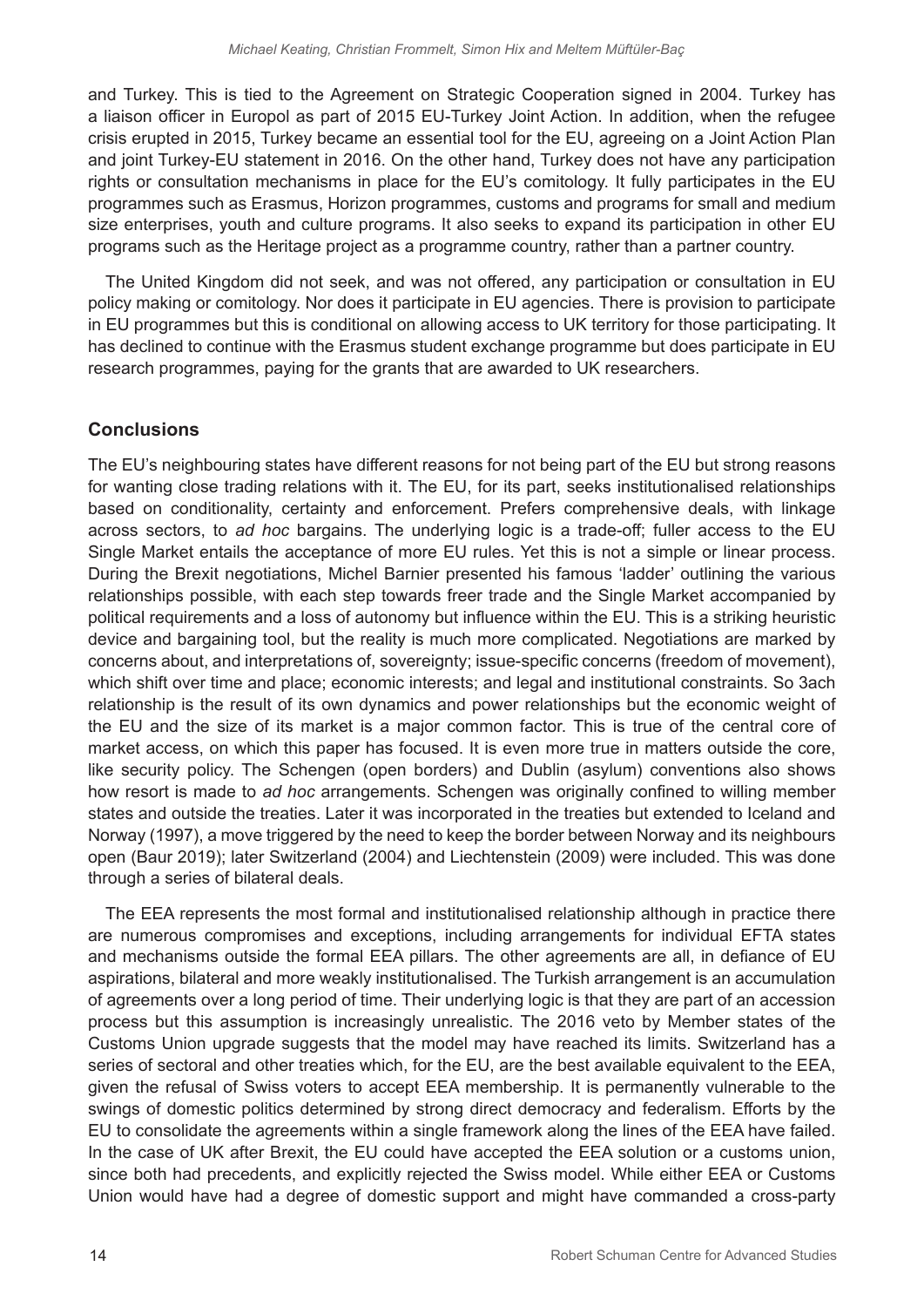and Turkey. This is tied to the Agreement on Strategic Cooperation signed in 2004. Turkey has a liaison officer in Europol as part of 2015 EU-Turkey Joint Action. In addition, when the refugee crisis erupted in 2015, Turkey became an essential tool for the EU, agreeing on a Joint Action Plan and joint Turkey-EU statement in 2016. On the other hand, Turkey does not have any participation rights or consultation mechanisms in place for the EU's comitology. It fully participates in the EU programmes such as Erasmus, Horizon programmes, customs and programs for small and medium size enterprises, youth and culture programs. It also seeks to expand its participation in other EU programs such as the Heritage project as a programme country, rather than a partner country.

The United Kingdom did not seek, and was not offered, any participation or consultation in EU policy making or comitology. Nor does it participate in EU agencies. There is provision to participate in EU programmes but this is conditional on allowing access to UK territory for those participating. It has declined to continue with the Erasmus student exchange programme but does participate in EU research programmes, paying for the grants that are awarded to UK researchers.

## Conclusions

The EU's neighbouring states have different reasons for not being part of the EU but strong reasons for wanting close trading relations with it. The EU, for its part, seeks institutionalised relationships based on conditionality, certainty and enforcement. Prefers comprehensive deals, with linkage across sectors, to *ad hoc* bargains. The underlying logic is a trade-off; fuller access to the EU Single Market entails the acceptance of more EU rules. Yet this is not a simple or linear process. During the Brexit negotiations, Michel Barnier presented his famous 'ladder' outlining the various relationships possible, with each step towards freer trade and the Single Market accompanied by political requirements and a loss of autonomy but influence within the EU. This is a striking heuristic device and bargaining tool, but the reality is much more complicated. Negotiations are marked by concerns about, and interpretations of, sovereignty; issue-specific concerns (freedom of movement), which shift over time and place; economic interests; and legal and institutional constraints. So 3ach relationship is the result of its own dynamics and power relationships but the economic weight of the EU and the size of its market is a major common factor. This is true of the central core of market access, on which this paper has focused. It is even more true in matters outside the core, like security policy. The Schengen (open borders) and Dublin (asylum) conventions also shows how resort is made to *ad hoc* arrangements. Schengen was originally confined to willing member states and outside the treaties. Later it was incorporated in the treaties but extended to Iceland and Norway (1997), a move triggered by the need to keep the border between Norway and its neighbours open (Baur 2019); later Switzerland (2004) and Liechtenstein (2009) were included. This was done through a series of bilateral deals.

The EEA represents the most formal and institutionalised relationship although in practice there are numerous compromises and exceptions, including arrangements for individual EFTA states and mechanisms outside the formal EEA pillars. The other agreements are all, in defiance of EU aspirations, bilateral and more weakly institutionalised. The Turkish arrangement is an accumulation of agreements over a long period of time. Their underlying logic is that they are part of an accession process but this assumption is increasingly unrealistic. The 2016 veto by Member states of the Customs Union upgrade suggests that the model may have reached its limits. Switzerland has a series of sectoral and other treaties which, for the EU, are the best available equivalent to the EEA, given the refusal of Swiss voters to accept EEA membership. It is permanently vulnerable to the swings of domestic politics determined by strong direct democracy and federalism. Efforts by the EU to consolidate the agreements within a single framework along the lines of the EEA have failed. In the case of UK after Brexit, the EU could have accepted the EEA solution or a customs union, since both had precedents, and explicitly rejected the Swiss model. While either EEA or Customs Union would have had a degree of domestic support and might have commanded a cross-party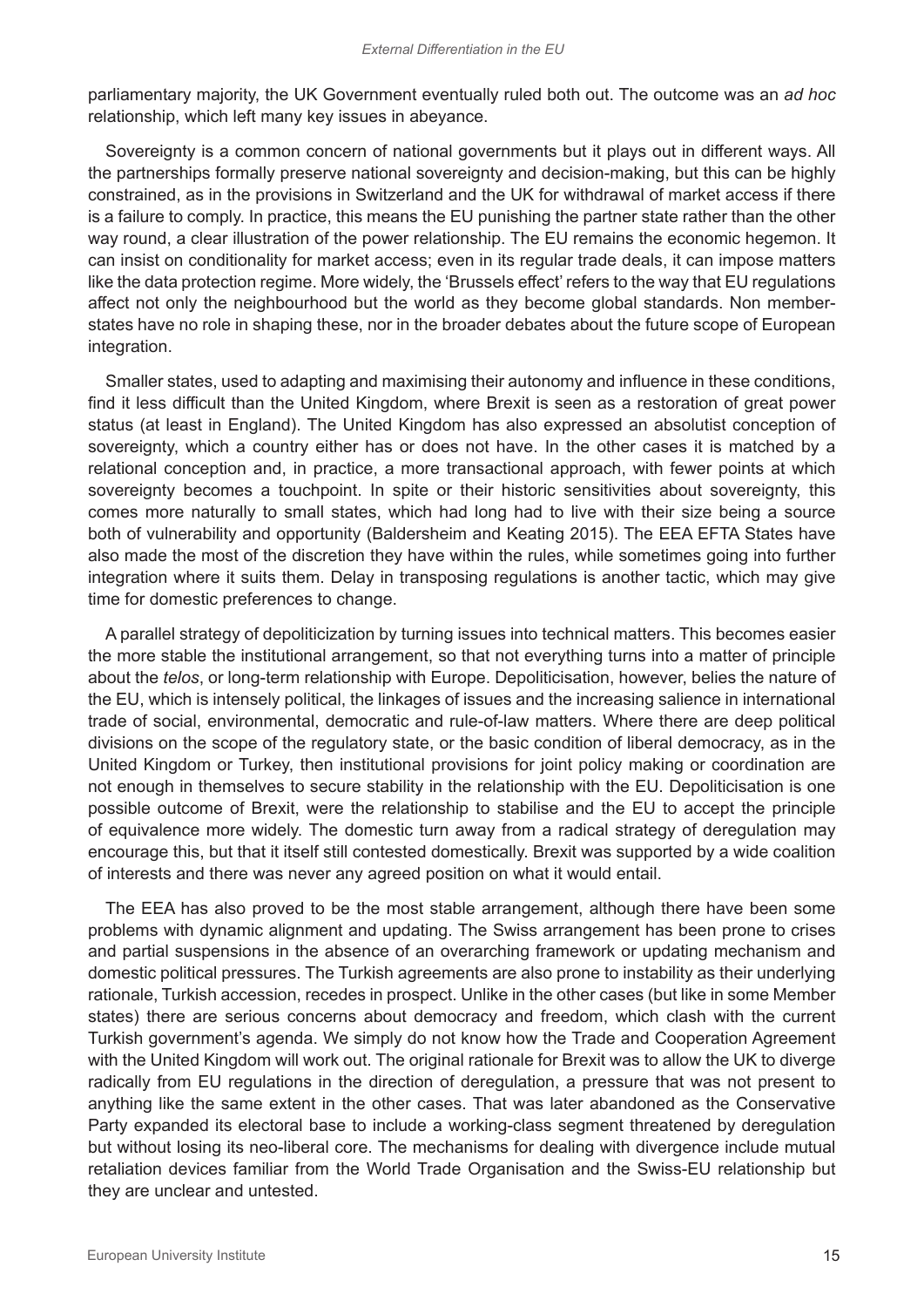parliamentary majority, the UK Government eventually ruled both out. The outcome was an *ad hoc* relationship, which left many key issues in abeyance.

Sovereignty is a common concern of national governments but it plays out in different ways. All the partnerships formally preserve national sovereignty and decision-making, but this can be highly constrained, as in the provisions in Switzerland and the UK for withdrawal of market access if there is a failure to comply. In practice, this means the EU punishing the partner state rather than the other way round, a clear illustration of the power relationship. The EU remains the economic hegemon. It can insist on conditionality for market access; even in its regular trade deals, it can impose matters like the data protection regime. More widely, the 'Brussels effect' refers to the way that EU regulations affect not only the neighbourhood but the world as they become global standards. Non member-states have no role in shaping these, nor in the broader debates about the future scope of European integration.

Smaller states, used to adapting and maximising their autonomy and influence in these conditions, find it less difficult than the United Kingdom, where Brexit is seen as a restoration of great power status (at least in England). The United Kingdom has also expressed an absolutist conception of sovereignty, which a country either has or does not have. In the other cases it is matched by a relational conception and, in practice, a more transactional approach, with fewer points at which sovereignty becomes a touchpoint. In spite or their historic sensitivities about sovereignty, this comes more naturally to small states, which had long had to live with their size being a source both of vulnerability and opportunity (Baldersheim and Keating 2015). The EEA EFTA States have also made the most of the discretion they have within the rules, while sometimes going into further integration where it suits them. Delay in transposing regulations is another tactic, which may give time for domestic preferences to change.

A parallel strategy of depoliticization by turning issues into technical matters. This becomes easier the more stable the institutional arrangement, so that not everything turns into a matter of principle about the *telos*, or long-term relationship with Europe. Depoliticisation, however, belies the nature of the EU, which is intensely political, the linkages of issues and the increasing salience in international trade of social, environmental, democratic and rule-of-law matters. Where there are deep political divisions on the scope of the regulatory state, or the basic condition of liberal democracy, as in the United Kingdom or Turkey, then institutional provisions for joint policy making or coordination are not enough in themselves to secure stability in the relationship with the EU. Depoliticisation is one possible outcome of Brexit, were the relationship to stabilise and the EU to accept the principle of equivalence more widely. The domestic turn away from a radical strategy of deregulation may encourage this, but that it itself still contested domestically. Brexit was supported by a wide coalition of interests and there was never any agreed position on what it would entail.

The EEA has also proved to be the most stable arrangement, although there have been some problems with dynamic alignment and updating. The Swiss arrangement has been prone to crises and partial suspensions in the absence of an overarching framework or updating mechanism and domestic political pressures. The Turkish agreements are also prone to instability as their underlying rationale, Turkish accession, recedes in prospect. Unlike in the other cases (but like in some Member states) there are serious concerns about democracy and freedom, which clash with the current Turkish government's agenda. We simply do not know how the Trade and Cooperation Agreement with the United Kingdom will work out. The original rationale for Brexit was to allow the UK to diverge radically from EU regulations in the direction of deregulation, a pressure that was not present to anything like the same extent in the other cases. That was later abandoned as the Conservative Party expanded its electoral base to include a working-class segment threatened by deregulation but without losing its neo-liberal core. The mechanisms for dealing with divergence include mutual retaliation devices familiar from the World Trade Organisation and the Swiss-EU relationship but they are unclear and untested.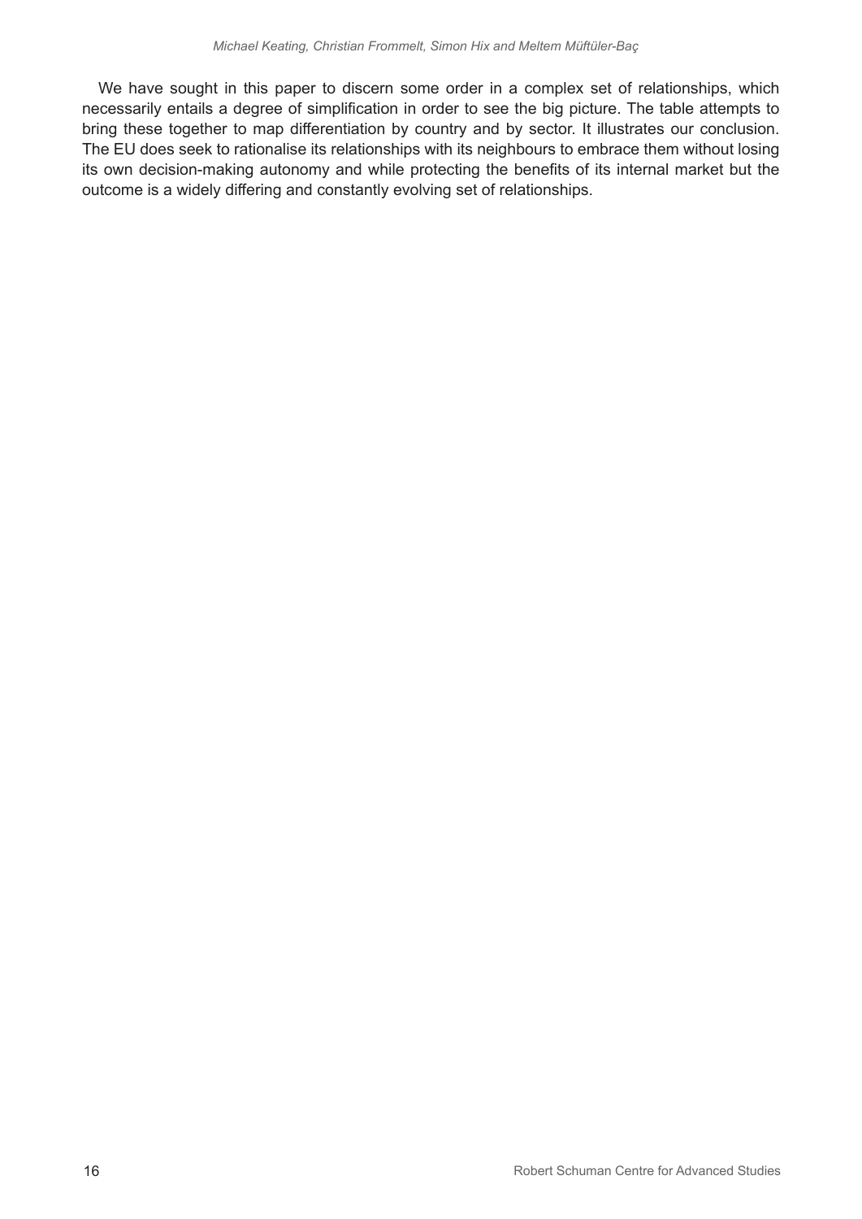We have sought in this paper to discern some order in a complex set of relationships, which necessarily entails a degree of simplification in order to see the big picture. The table attempts to bring these together to map differentiation by country and by sector. It illustrates our conclusion. The EU does seek to rationalise its relationships with its neighbours to embrace them without losing its own decision-making autonomy and while protecting the benefits of its internal market but the outcome is a widely differing and constantly evolving set of relationships.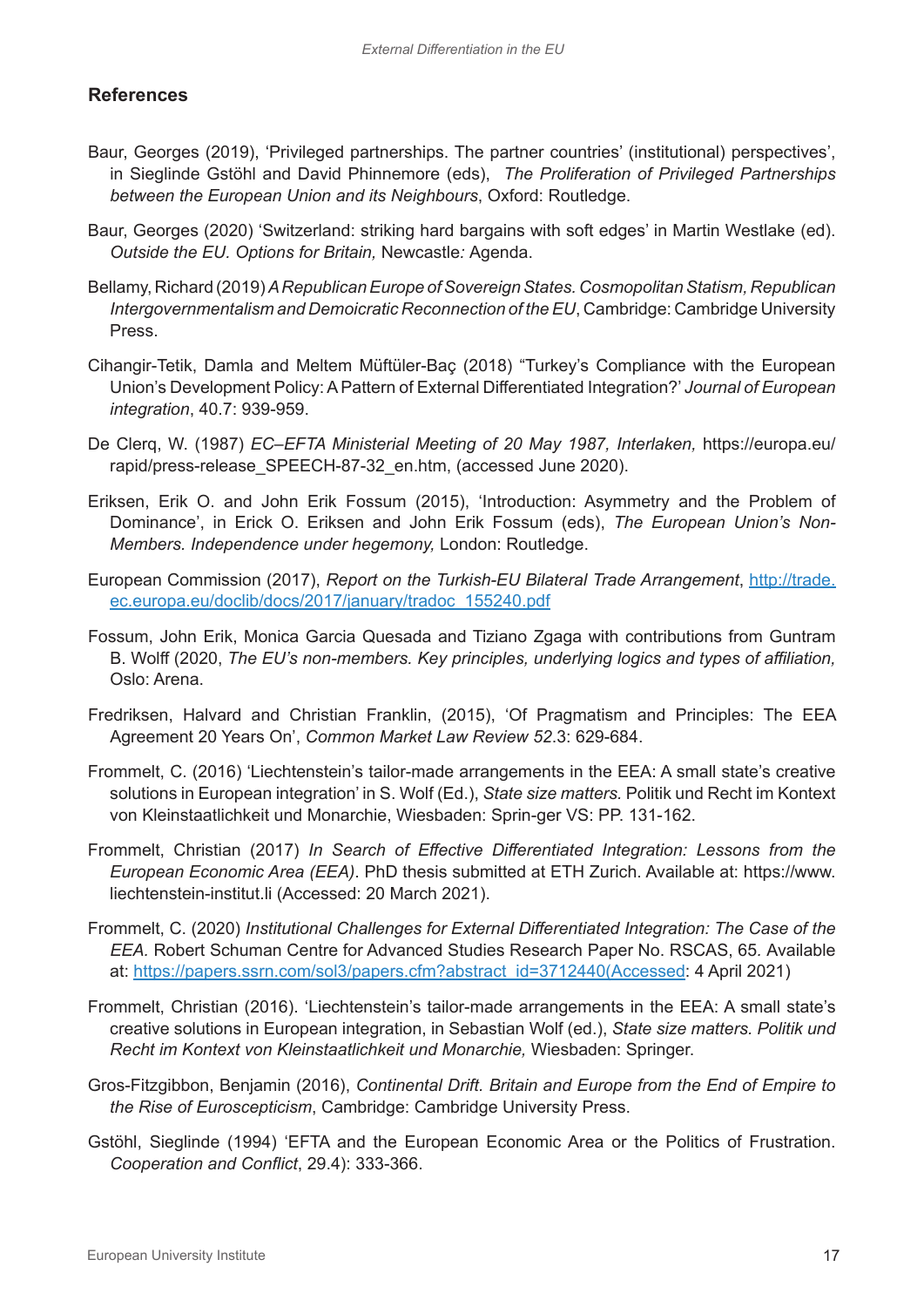## References

Baur, Georges (2019), 'Privileged partnerships. The partner countries' (institutional) perspectives', in Sieglinde Gstöhl and David Phinnemore (eds), *The Proliferation of Privileged Partnerships between the European Union and its Neighbours*, Oxford: Routledge.

Baur, Georges (2020) 'Switzerland: striking hard bargains with soft edges' in Martin Westlake (ed). *Outside the EU. Options for Britain,* Newcastle*:* Agenda.

Bellamy, Richard (2019) *A Republican Europe of Sovereign States. Cosmopolitan Statism, Republican Intergovernmentalism and Demoicratic Reconnection of the EU*, Cambridge: Cambridge University Press.

Cihangir-Tetik, Damla and Meltem Müftüler-Baç (2018) "Turkey's Compliance with the European Union's Development Policy: A Pattern of External Differentiated Integration?' *Journal of European integration*, 40.7: 939-959.

De Clerq, W. (1987) *EC–EFTA Ministerial Meeting of 20 May 1987, Interlaken,* https://europa.eu/rapid/press-release_SPEECH-87-32_en.htm, (accessed June 2020).

Eriksen, Erik O. and John Erik Fossum (2015), 'Introduction: Asymmetry and the Problem of Dominance', in Erick O. Eriksen and John Erik Fossum (eds), *The European Union's Non-Members. Independence under hegemony,* London: Routledge.

European Commission (2017), *Report on the Turkish-EU Bilateral Trade Arrangement*, http://trade.ec.europa.eu/doclib/docs/2017/january/tradoc_155240.pdf

Fossum, John Erik, Monica Garcia Quesada and Tiziano Zgaga with contributions from Guntram B. Wolff (2020, *The EU's non-members. Key principles, underlying logics and types of affiliation,* Oslo: Arena.

Fredriksen, Halvard and Christian Franklin, (2015), 'Of Pragmatism and Principles: The EEA Agreement 20 Years On', *Common Market Law Review 52*.3: 629-684.

Frommelt, C. (2016) 'Liechtenstein's tailor-made arrangements in the EEA: A small state's creative solutions in European integration' in S. Wolf (Ed.), *State size matters.* Politik und Recht im Kontext von Kleinstaatlichkeit und Monarchie, Wiesbaden: Sprin-ger VS: PP. 131-162.

Frommelt, Christian (2017) *In Search of Effective Differentiated Integration: Lessons from the European Economic Area (EEA)*. PhD thesis submitted at ETH Zurich. Available at: https://www.liechtenstein-institut.li (Accessed: 20 March 2021).

Frommelt, C. (2020) *Institutional Challenges for External Differentiated Integration: The Case of the EEA.* Robert Schuman Centre for Advanced Studies Research Paper No. RSCAS, 65*.* Available at: https://papers.ssrn.com/sol3/papers.cfm?abstract_id=3712440(Accessed: 4 April 2021)

Frommelt, Christian (2016). 'Liechtenstein's tailor-made arrangements in the EEA: A small state's creative solutions in European integration, in Sebastian Wolf (ed.), *State size matters. Politik und Recht im Kontext von Kleinstaatlichkeit und Monarchie,* Wiesbaden: Springer.

Gros-Fitzgibbon, Benjamin (2016), *Continental Drift. Britain and Europe from the End of Empire to the Rise of Euroscepticism*, Cambridge: Cambridge University Press.

Gstöhl, Sieglinde (1994) 'EFTA and the European Economic Area or the Politics of Frustration. *Cooperation and Conflict*, 29.4): 333-366.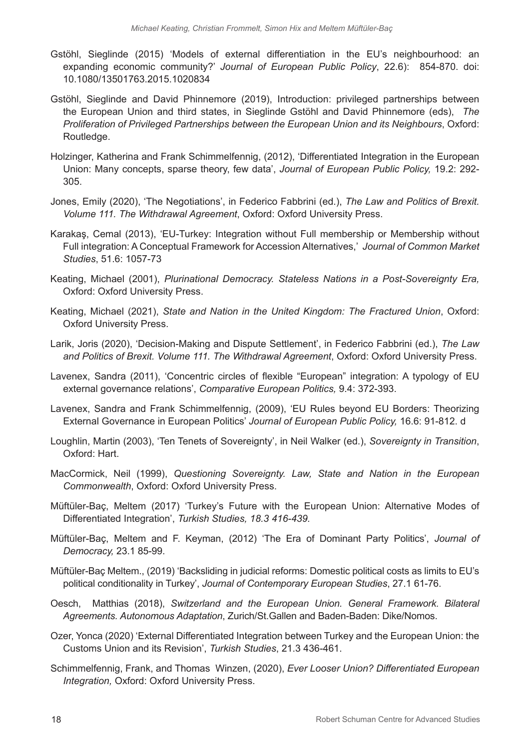Gstöhl, Sieglinde (2015) 'Models of external differentiation in the EU's neighbourhood: an expanding economic community?' *Journal of European Public Policy*, 22.6): 854-870. doi: 10.1080/13501763.2015.1020834

Gstöhl, Sieglinde and David Phinnemore (2019), Introduction: privileged partnerships between the European Union and third states, in Sieglinde Gstöhl and David Phinnemore (eds), *The Proliferation of Privileged Partnerships between the European Union and its Neighbours*, Oxford: Routledge.

Holzinger, Katherina and Frank Schimmelfennig, (2012), 'Differentiated Integration in the European Union: Many concepts, sparse theory, few data', *Journal of European Public Policy,* 19.2: 292-305.

Jones, Emily (2020), 'The Negotiations', in Federico Fabbrini (ed.), *The Law and Politics of Brexit. Volume 111. The Withdrawal Agreement*, Oxford: Oxford University Press.

Karakaş, Cemal (2013), 'EU-Turkey: Integration without Full membership or Membership without Full integration: A Conceptual Framework for Accession Alternatives,' *Journal of Common Market Studies*, 51.6: 1057-73

Keating, Michael (2001), *Plurinational Democracy. Stateless Nations in a Post-Sovereignty Era,* Oxford: Oxford University Press.

Keating, Michael (2021), *State and Nation in the United Kingdom: The Fractured Union*, Oxford: Oxford University Press.

Larik, Joris (2020), 'Decision-Making and Dispute Settlement', in Federico Fabbrini (ed.), *The Law and Politics of Brexit. Volume 111. The Withdrawal Agreement*, Oxford: Oxford University Press.

Lavenex, Sandra (2011), 'Concentric circles of flexible "European" integration: A typology of EU external governance relations', *Comparative European Politics,* 9.4: 372-393.

Lavenex, Sandra and Frank Schimmelfennig, (2009), 'EU Rules beyond EU Borders: Theorizing External Governance in European Politics' *Journal of European Public Policy,* 16.6: 91-812. d

Loughlin, Martin (2003), 'Ten Tenets of Sovereignty', in Neil Walker (ed.), *Sovereignty in Transition*, Oxford: Hart.

MacCormick, Neil (1999), *Questioning Sovereignty. Law, State and Nation in the European Commonwealth*, Oxford: Oxford University Press.

Müftüler-Baç, Meltem (2017) 'Turkey's Future with the European Union: Alternative Modes of Differentiated Integration', *Turkish Studies, 18.3 416-439.*

Müftüler-Baç, Meltem and F. Keyman, (2012) 'The Era of Dominant Party Politics', *Journal of Democracy,* 23.1 85-99.

Müftüler-Baç Meltem., (2019) 'Backsliding in judicial reforms: Domestic political costs as limits to EU's political conditionality in Turkey', *Journal of Contemporary European Studies*, 27.1 61-76.

Oesch, Matthias (2018), *Switzerland and the European Union. General Framework. Bilateral Agreements. Autonomous Adaptation*, Zurich/St.Gallen and Baden-Baden: Dike/Nomos.

Ozer, Yonca (2020) 'External Differentiated Integration between Turkey and the European Union: the Customs Union and its Revision', *Turkish Studies*, 21.3 436-461.

Schimmelfennig, Frank, and Thomas Winzen, (2020), *Ever Looser Union? Differentiated European Integration,* Oxford: Oxford University Press.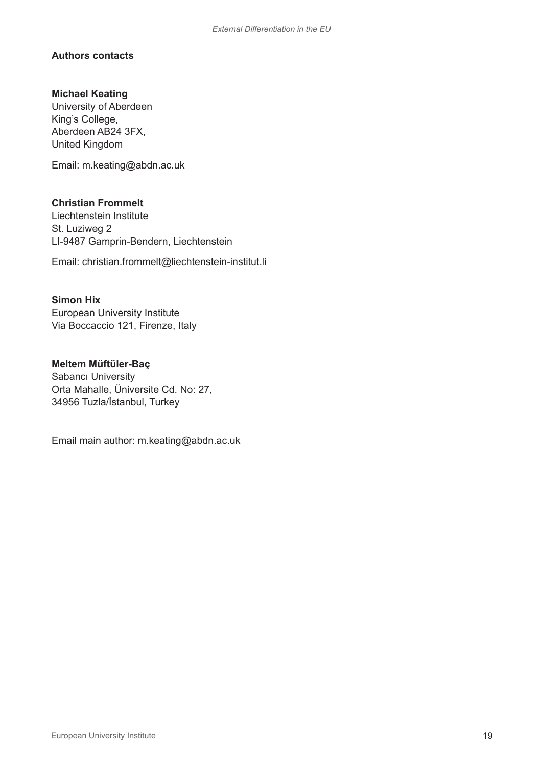**Authors contacts**

**Michael Keating**
University of Aberdeen
King's College,
Aberdeen AB24 3FX,
United Kingdom

Email: m.keating@abdn.ac.uk

**Christian Frommelt**
Liechtenstein Institute
St. Luziweg 2
LI-9487 Gamprin-Bendern, Liechtenstein

Email: christian.frommelt@liechtenstein-institut.li

**Simon Hix**
European University Institute
Via Boccaccio 121, Firenze, Italy

**Meltem Müftüler-Baç**
Sabancı University
Orta Mahalle, Üniversite Cd. No: 27,
34956 Tuzla/İstanbul, Turkey

Email main author: m.keating@abdn.ac.uk